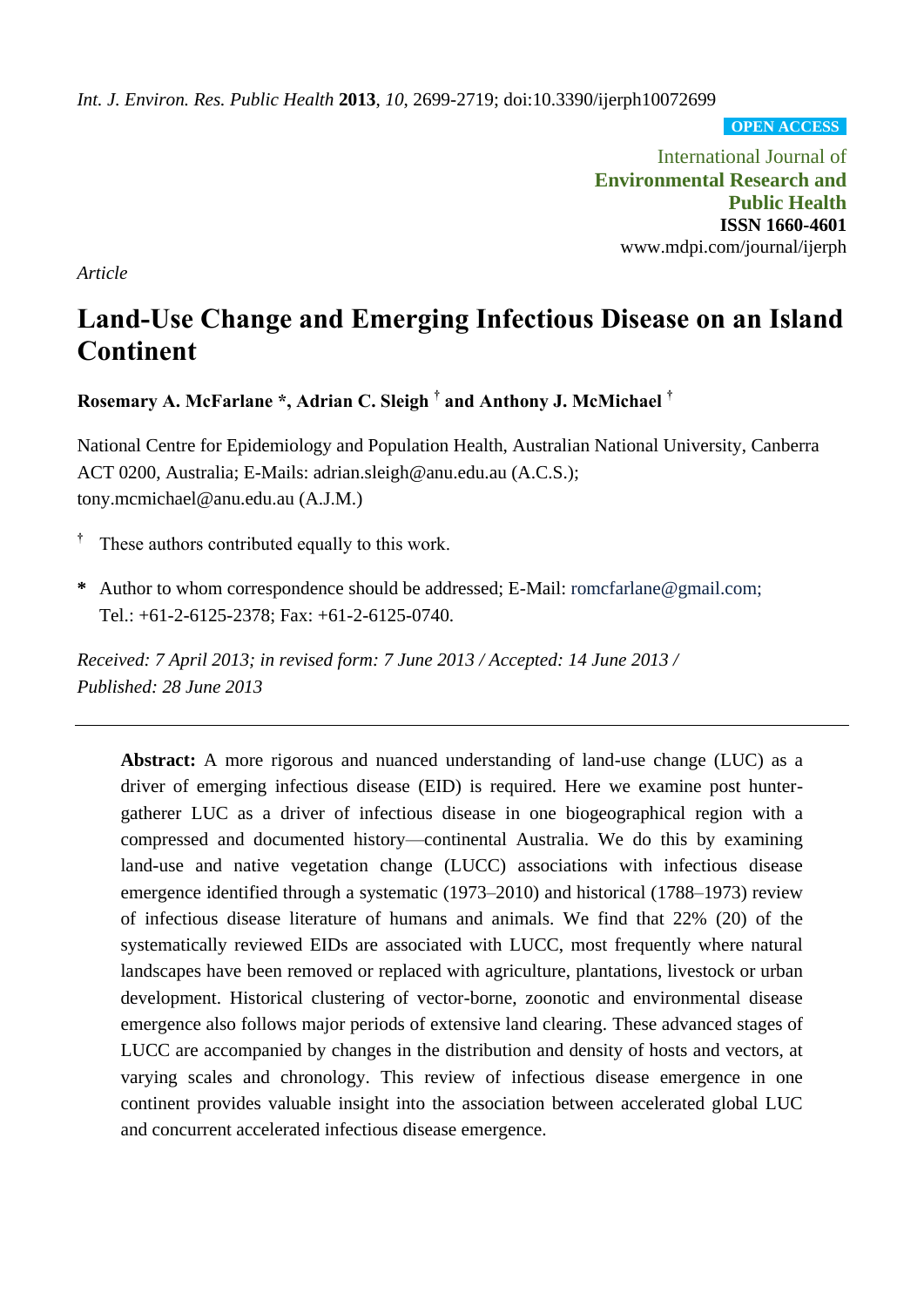*Int. J. Environ. Res. Public Health* **2013**, *10*, 2699-2719; doi:10.3390/ijerph10072699

**OPEN ACCESS**

International Journal of
**Environmental Research and Public Health**
**ISSN 1660-4601**
www.mdpi.com/journal/ijerph

*Article*

# Land-Use Change and Emerging Infectious Disease on an Island Continent

**Rosemary A. McFarlane \*, Adrian C. Sleigh † and Anthony J. McMichael †**

National Centre for Epidemiology and Population Health, Australian National University, Canberra ACT 0200, Australia; E-Mails: adrian.sleigh@anu.edu.au (A.C.S.); tony.mcmichael@anu.edu.au (A.J.M.)

† These authors contributed equally to this work.

\* Author to whom correspondence should be addressed; E-Mail: romcfarlane@gmail.com; Tel.: +61-2-6125-2378; Fax: +61-2-6125-0740.

*Received: 7 April 2013; in revised form: 7 June 2013 / Accepted: 14 June 2013 / Published: 28 June 2013*

---

**Abstract:** A more rigorous and nuanced understanding of land-use change (LUC) as a driver of emerging infectious disease (EID) is required. Here we examine post hunter-gatherer LUC as a driver of infectious disease in one biogeographical region with a compressed and documented history—continental Australia. We do this by examining land-use and native vegetation change (LUCC) associations with infectious disease emergence identified through a systematic (1973–2010) and historical (1788–1973) review of infectious disease literature of humans and animals. We find that 22% (20) of the systematically reviewed EIDs are associated with LUCC, most frequently where natural landscapes have been removed or replaced with agriculture, plantations, livestock or urban development. Historical clustering of vector-borne, zoonotic and environmental disease emergence also follows major periods of extensive land clearing. These advanced stages of LUCC are accompanied by changes in the distribution and density of hosts and vectors, at varying scales and chronology. This review of infectious disease emergence in one continent provides valuable insight into the association between accelerated global LUC and concurrent accelerated infectious disease emergence.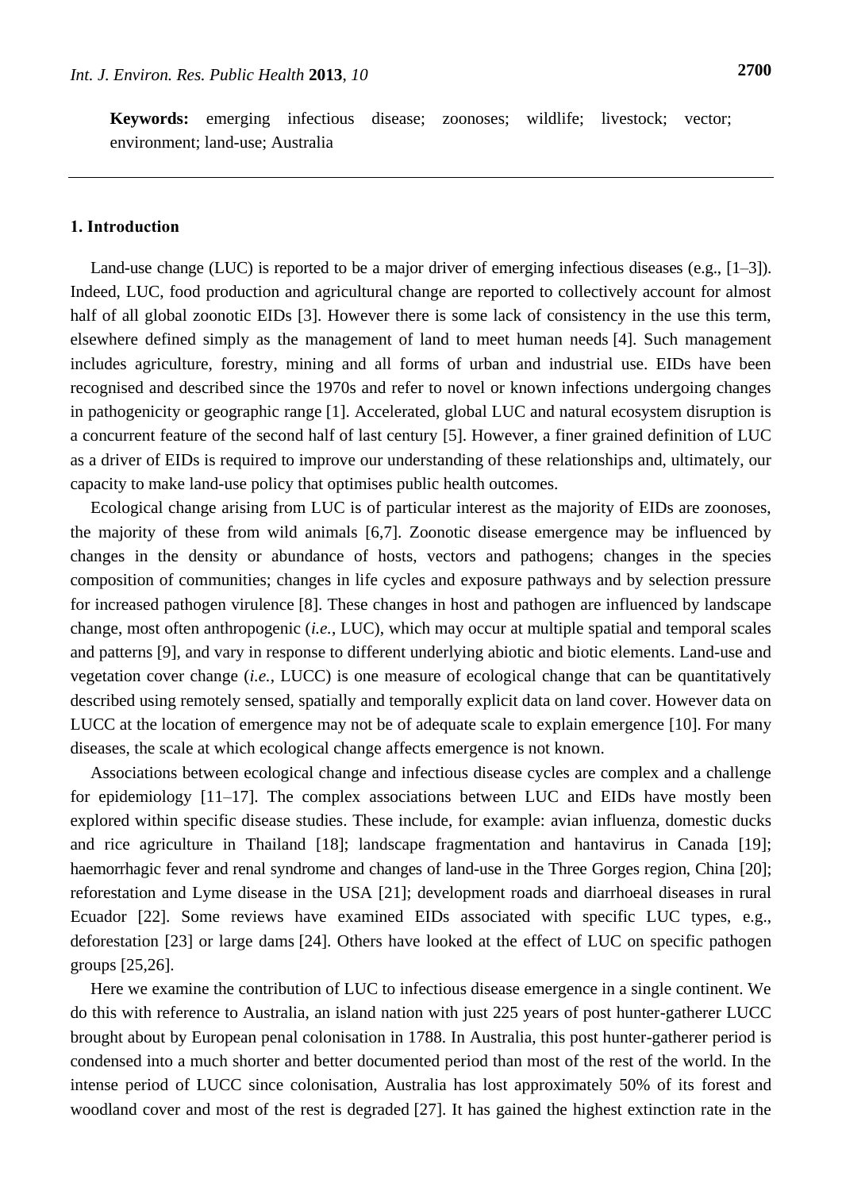**Keywords:** emerging infectious disease; zoonoses; wildlife; livestock; vector; environment; land-use; Australia

## 1. Introduction

Land-use change (LUC) is reported to be a major driver of emerging infectious diseases (e.g., [1–3]). Indeed, LUC, food production and agricultural change are reported to collectively account for almost half of all global zoonotic EIDs [3]. However there is some lack of consistency in the use this term, elsewhere defined simply as the management of land to meet human needs [4]. Such management includes agriculture, forestry, mining and all forms of urban and industrial use. EIDs have been recognised and described since the 1970s and refer to novel or known infections undergoing changes in pathogenicity or geographic range [1]. Accelerated, global LUC and natural ecosystem disruption is a concurrent feature of the second half of last century [5]. However, a finer grained definition of LUC as a driver of EIDs is required to improve our understanding of these relationships and, ultimately, our capacity to make land-use policy that optimises public health outcomes.

Ecological change arising from LUC is of particular interest as the majority of EIDs are zoonoses, the majority of these from wild animals [6,7]. Zoonotic disease emergence may be influenced by changes in the density or abundance of hosts, vectors and pathogens; changes in the species composition of communities; changes in life cycles and exposure pathways and by selection pressure for increased pathogen virulence [8]. These changes in host and pathogen are influenced by landscape change, most often anthropogenic (*i.e.*, LUC), which may occur at multiple spatial and temporal scales and patterns [9], and vary in response to different underlying abiotic and biotic elements. Land-use and vegetation cover change (*i.e.*, LUCC) is one measure of ecological change that can be quantitatively described using remotely sensed, spatially and temporally explicit data on land cover. However data on LUCC at the location of emergence may not be of adequate scale to explain emergence [10]. For many diseases, the scale at which ecological change affects emergence is not known.

Associations between ecological change and infectious disease cycles are complex and a challenge for epidemiology [11–17]. The complex associations between LUC and EIDs have mostly been explored within specific disease studies. These include, for example: avian influenza, domestic ducks and rice agriculture in Thailand [18]; landscape fragmentation and hantavirus in Canada [19]; haemorrhagic fever and renal syndrome and changes of land-use in the Three Gorges region, China [20]; reforestation and Lyme disease in the USA [21]; development roads and diarrhoeal diseases in rural Ecuador [22]. Some reviews have examined EIDs associated with specific LUC types, e.g., deforestation [23] or large dams [24]. Others have looked at the effect of LUC on specific pathogen groups [25,26].

Here we examine the contribution of LUC to infectious disease emergence in a single continent. We do this with reference to Australia, an island nation with just 225 years of post hunter-gatherer LUCC brought about by European penal colonisation in 1788. In Australia, this post hunter-gatherer period is condensed into a much shorter and better documented period than most of the rest of the world. In the intense period of LUCC since colonisation, Australia has lost approximately 50% of its forest and woodland cover and most of the rest is degraded [27]. It has gained the highest extinction rate in the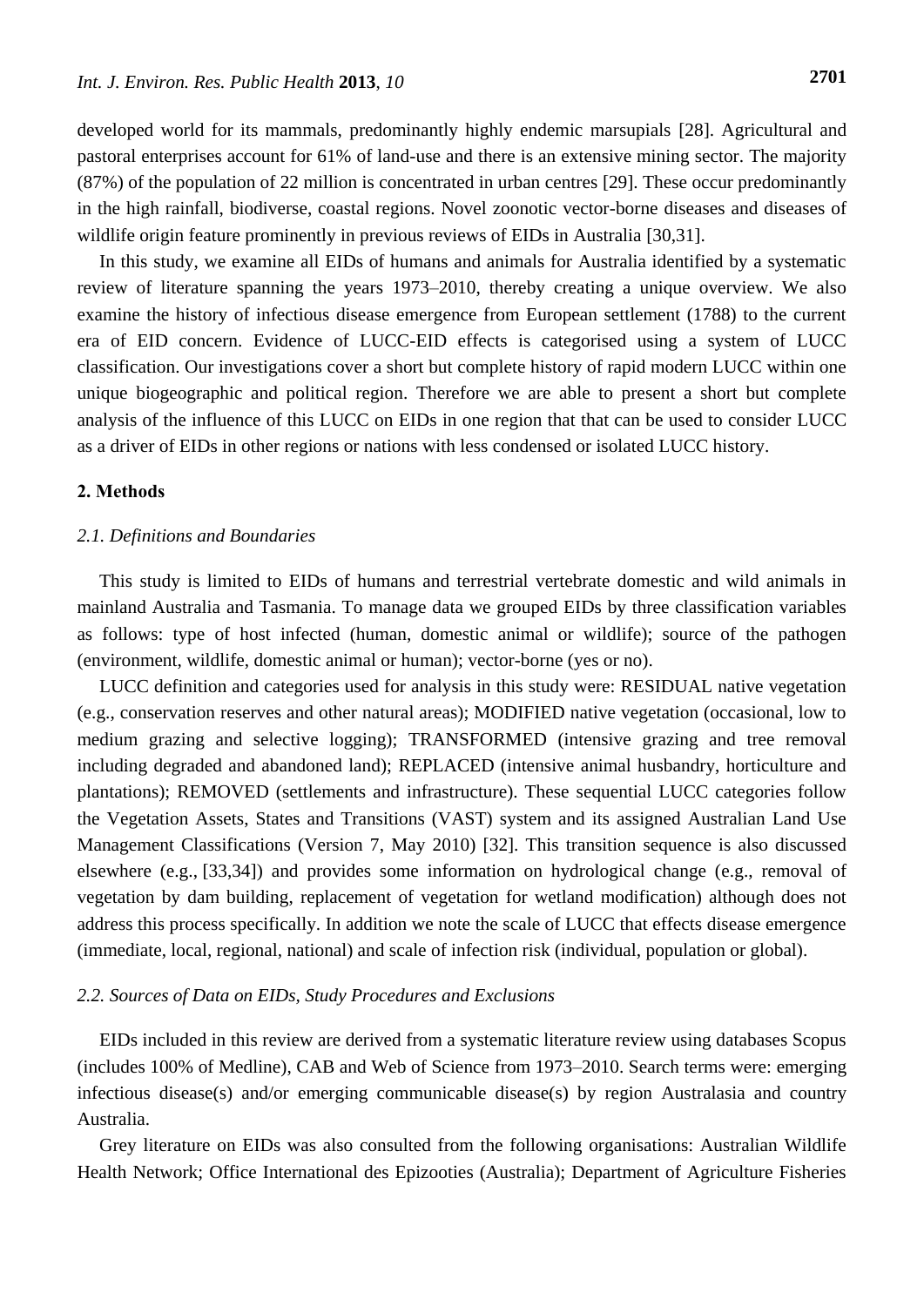developed world for its mammals, predominantly highly endemic marsupials [28]. Agricultural and pastoral enterprises account for 61% of land-use and there is an extensive mining sector. The majority (87%) of the population of 22 million is concentrated in urban centres [29]. These occur predominantly in the high rainfall, biodiverse, coastal regions. Novel zoonotic vector-borne diseases and diseases of wildlife origin feature prominently in previous reviews of EIDs in Australia [30,31].

In this study, we examine all EIDs of humans and animals for Australia identified by a systematic review of literature spanning the years 1973–2010, thereby creating a unique overview. We also examine the history of infectious disease emergence from European settlement (1788) to the current era of EID concern. Evidence of LUCC-EID effects is categorised using a system of LUCC classification. Our investigations cover a short but complete history of rapid modern LUCC within one unique biogeographic and political region. Therefore we are able to present a short but complete analysis of the influence of this LUCC on EIDs in one region that that can be used to consider LUCC as a driver of EIDs in other regions or nations with less condensed or isolated LUCC history.

## 2. Methods

### *2.1. Definitions and Boundaries*

This study is limited to EIDs of humans and terrestrial vertebrate domestic and wild animals in mainland Australia and Tasmania. To manage data we grouped EIDs by three classification variables as follows: type of host infected (human, domestic animal or wildlife); source of the pathogen (environment, wildlife, domestic animal or human); vector-borne (yes or no).

LUCC definition and categories used for analysis in this study were: RESIDUAL native vegetation (e.g., conservation reserves and other natural areas); MODIFIED native vegetation (occasional, low to medium grazing and selective logging); TRANSFORMED (intensive grazing and tree removal including degraded and abandoned land); REPLACED (intensive animal husbandry, horticulture and plantations); REMOVED (settlements and infrastructure). These sequential LUCC categories follow the Vegetation Assets, States and Transitions (VAST) system and its assigned Australian Land Use Management Classifications (Version 7, May 2010) [32]. This transition sequence is also discussed elsewhere (e.g., [33,34]) and provides some information on hydrological change (e.g., removal of vegetation by dam building, replacement of vegetation for wetland modification) although does not address this process specifically. In addition we note the scale of LUCC that effects disease emergence (immediate, local, regional, national) and scale of infection risk (individual, population or global).

### *2.2. Sources of Data on EIDs, Study Procedures and Exclusions*

EIDs included in this review are derived from a systematic literature review using databases Scopus (includes 100% of Medline), CAB and Web of Science from 1973–2010. Search terms were: emerging infectious disease(s) and/or emerging communicable disease(s) by region Australasia and country Australia.

Grey literature on EIDs was also consulted from the following organisations: Australian Wildlife Health Network; Office International des Epizooties (Australia); Department of Agriculture Fisheries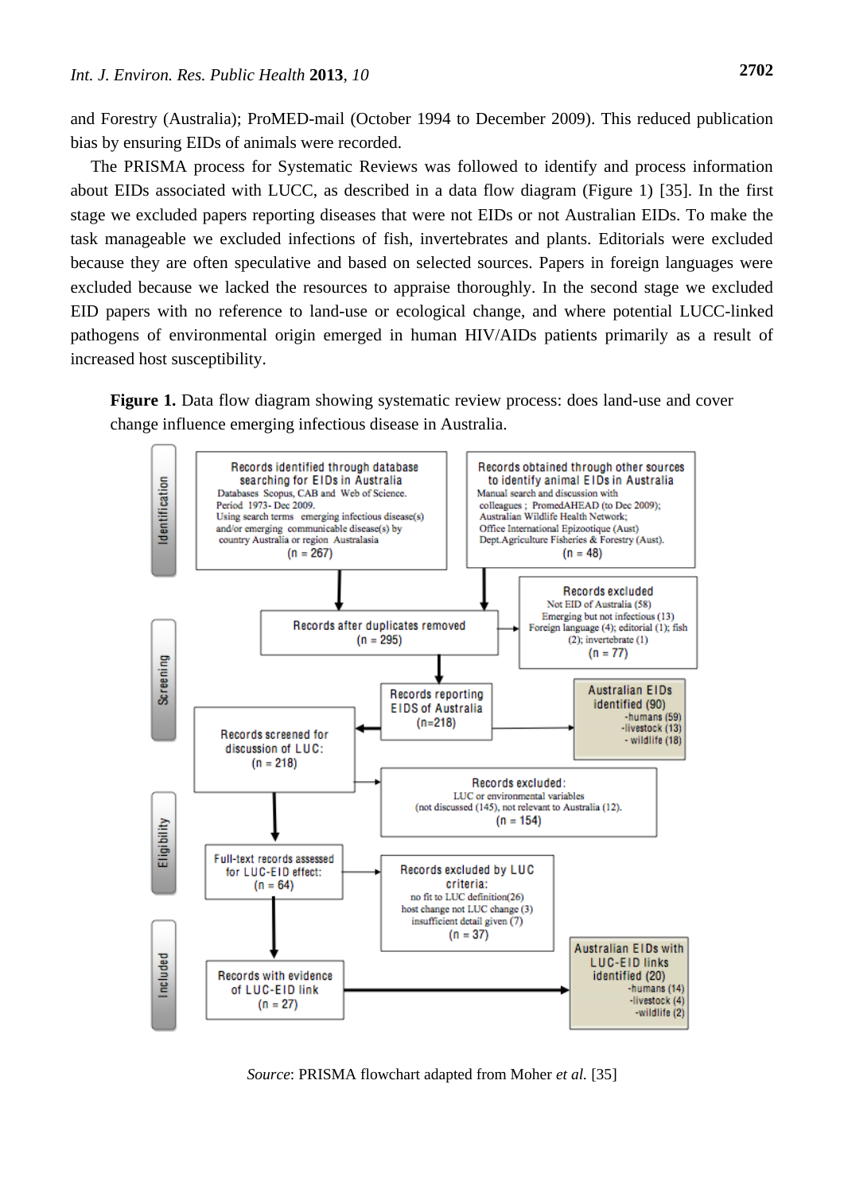and Forestry (Australia); ProMED-mail (October 1994 to December 2009). This reduced publication bias by ensuring EIDs of animals were recorded.

The PRISMA process for Systematic Reviews was followed to identify and process information about EIDs associated with LUCC, as described in a data flow diagram (Figure 1) [35]. In the first stage we excluded papers reporting diseases that were not EIDs or not Australian EIDs. To make the task manageable we excluded infections of fish, invertebrates and plants. Editorials were excluded because they are often speculative and based on selected sources. Papers in foreign languages were excluded because we lacked the resources to appraise thoroughly. In the second stage we excluded EID papers with no reference to land-use or ecological change, and where potential LUCC-linked pathogens of environmental origin emerged in human HIV/AIDs patients primarily as a result of increased host susceptibility.

**Figure 1.** Data flow diagram showing systematic review process: does land-use and cover change influence emerging infectious disease in Australia.

**Identification**

- Records identified through database searching for EIDs in Australia. Databases Scopus, CAB and Web of Science. Period 1973- Dec 2009. Using search terms emerging infectious disease(s) and/or emerging communicable disease(s) by country Australia or region Australasia (n = 267)
- Records obtained through other sources to identify animal EIDs in Australia. Manual search and discussion with colleagues; PromedAHEAD (to Dec 2009); Australian Wildlife Health Network; Office International Epizootique (Aust) Dept.Agriculture Fisheries & Forestry (Aust). (n = 48)

**Screening**

- Records after duplicates removed (n = 295)
- Records excluded: Not EID of Australia (58); Emerging but not infectious (13); Foreign language (4); editorial (1); fish (2); invertebrate (1) (n = 77)
- Records reporting EIDS of Australia (n=218)
- Australian EIDs identified (90): -humans (59), -livestock (13), - wildlife (18)
- Records screened for discussion of LUC: (n = 218)

**Eligibility**

- Records excluded: LUC or environmental variables (not discussed (145), not relevant to Australia (12). (n = 154)
- Full-text records assessed for LUC-EID effect: (n = 64)
- Records excluded by LUC criteria: no fit to LUC definition(26); host change not LUC change (3); insufficient detail given (7) (n = 37)

**Included**

- Records with evidence of LUC-EID link (n = 27)
- Australian EIDs with LUC-EID links identified (20): -humans (14), -livestock (4), -wildlife (2)

*Source*: PRISMA flowchart adapted from Moher *et al.* [35]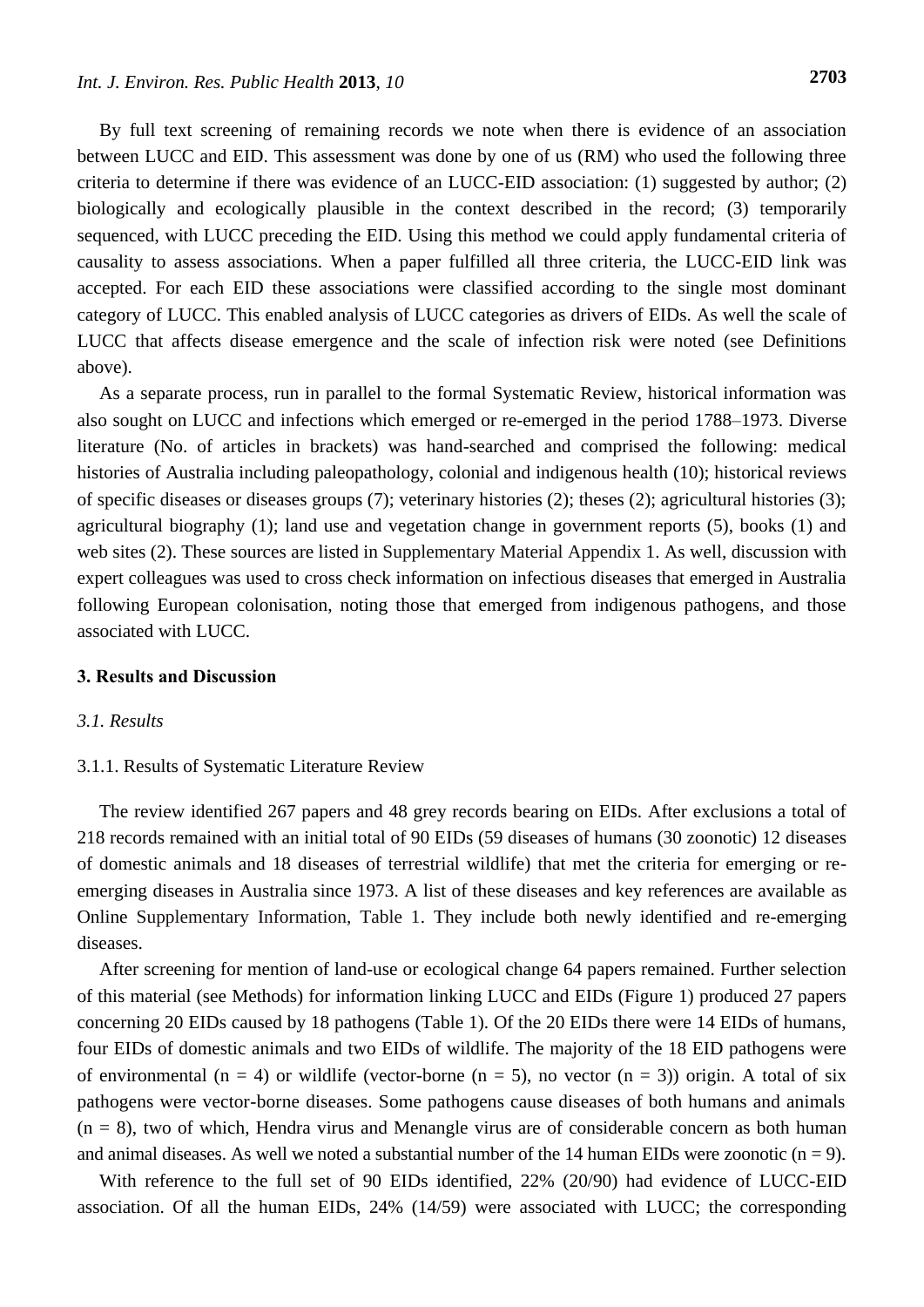By full text screening of remaining records we note when there is evidence of an association between LUCC and EID. This assessment was done by one of us (RM) who used the following three criteria to determine if there was evidence of an LUCC-EID association: (1) suggested by author; (2) biologically and ecologically plausible in the context described in the record; (3) temporarily sequenced, with LUCC preceding the EID. Using this method we could apply fundamental criteria of causality to assess associations. When a paper fulfilled all three criteria, the LUCC-EID link was accepted. For each EID these associations were classified according to the single most dominant category of LUCC. This enabled analysis of LUCC categories as drivers of EIDs. As well the scale of LUCC that affects disease emergence and the scale of infection risk were noted (see Definitions above).

As a separate process, run in parallel to the formal Systematic Review, historical information was also sought on LUCC and infections which emerged or re-emerged in the period 1788–1973. Diverse literature (No. of articles in brackets) was hand-searched and comprised the following: medical histories of Australia including paleopathology, colonial and indigenous health (10); historical reviews of specific diseases or diseases groups (7); veterinary histories (2); theses (2); agricultural histories (3); agricultural biography (1); land use and vegetation change in government reports (5), books (1) and web sites (2). These sources are listed in Supplementary Material Appendix 1. As well, discussion with expert colleagues was used to cross check information on infectious diseases that emerged in Australia following European colonisation, noting those that emerged from indigenous pathogens, and those associated with LUCC.

## 3. Results and Discussion

### *3.1. Results*

#### 3.1.1. Results of Systematic Literature Review

The review identified 267 papers and 48 grey records bearing on EIDs. After exclusions a total of 218 records remained with an initial total of 90 EIDs (59 diseases of humans (30 zoonotic) 12 diseases of domestic animals and 18 diseases of terrestrial wildlife) that met the criteria for emerging or re-emerging diseases in Australia since 1973. A list of these diseases and key references are available as Online Supplementary Information, Table 1. They include both newly identified and re-emerging diseases.

After screening for mention of land-use or ecological change 64 papers remained. Further selection of this material (see Methods) for information linking LUCC and EIDs (Figure 1) produced 27 papers concerning 20 EIDs caused by 18 pathogens (Table 1). Of the 20 EIDs there were 14 EIDs of humans, four EIDs of domestic animals and two EIDs of wildlife. The majority of the 18 EID pathogens were of environmental (n = 4) or wildlife (vector-borne (n = 5), no vector (n = 3)) origin. A total of six pathogens were vector-borne diseases. Some pathogens cause diseases of both humans and animals (n = 8), two of which, Hendra virus and Menangle virus are of considerable concern as both human and animal diseases. As well we noted a substantial number of the 14 human EIDs were zoonotic (n = 9).

With reference to the full set of 90 EIDs identified, 22% (20/90) had evidence of LUCC-EID association. Of all the human EIDs, 24% (14/59) were associated with LUCC; the corresponding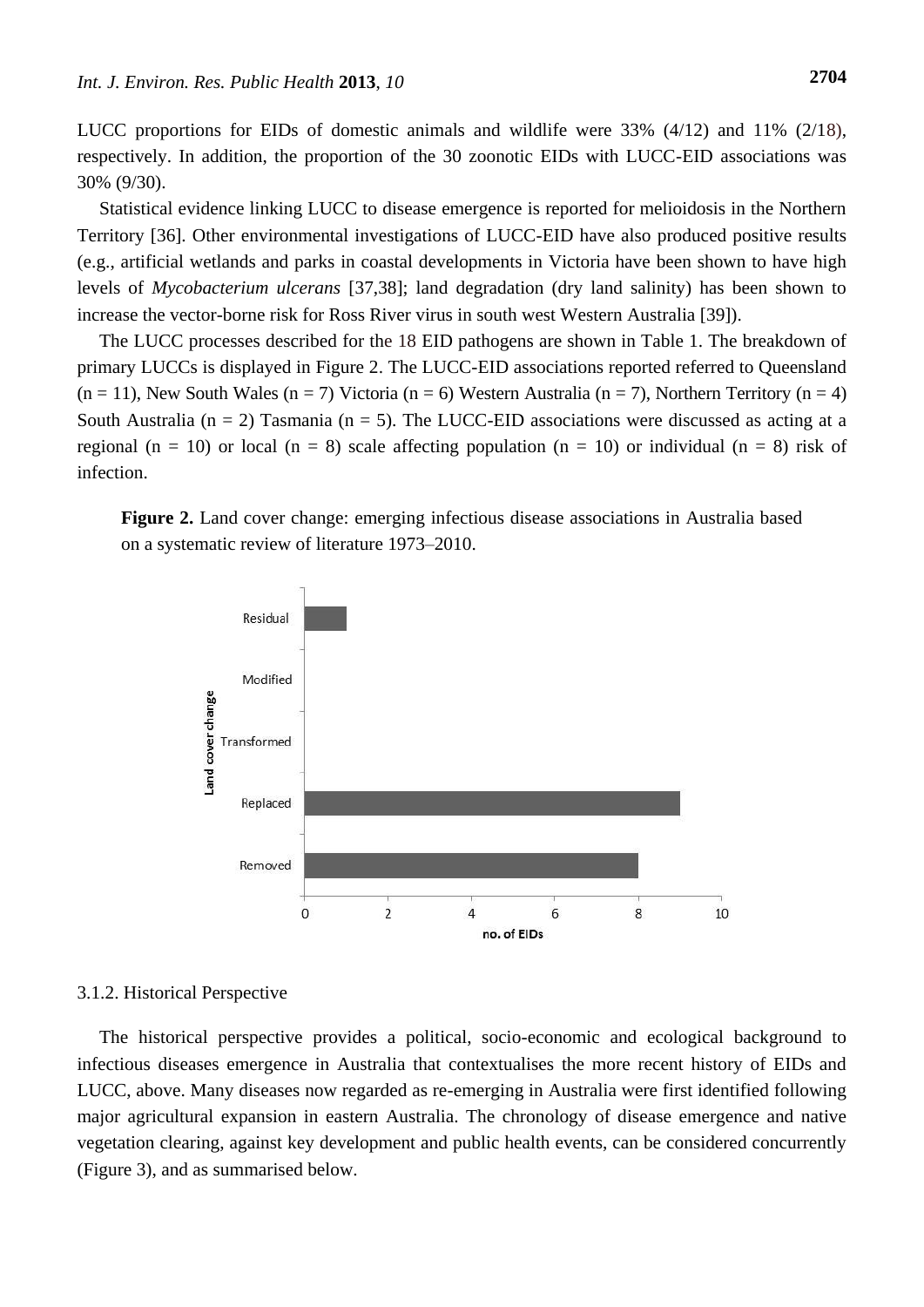LUCC proportions for EIDs of domestic animals and wildlife were 33% (4/12) and 11% (2/18), respectively. In addition, the proportion of the 30 zoonotic EIDs with LUCC-EID associations was 30% (9/30).

Statistical evidence linking LUCC to disease emergence is reported for melioidosis in the Northern Territory [36]. Other environmental investigations of LUCC-EID have also produced positive results (e.g., artificial wetlands and parks in coastal developments in Victoria have been shown to have high levels of *Mycobacterium ulcerans* [37,38]; land degradation (dry land salinity) has been shown to increase the vector-borne risk for Ross River virus in south west Western Australia [39]).

The LUCC processes described for the 18 EID pathogens are shown in Table 1. The breakdown of primary LUCCs is displayed in Figure 2. The LUCC-EID associations reported referred to Queensland (n = 11), New South Wales (n = 7) Victoria (n = 6) Western Australia (n = 7), Northern Territory (n = 4) South Australia (n = 2) Tasmania (n = 5). The LUCC-EID associations were discussed as acting at a regional (n = 10) or local (n = 8) scale affecting population (n = 10) or individual (n = 8) risk of infection.

**Figure 2.** Land cover change: emerging infectious disease associations in Australia based on a systematic review of literature 1973–2010.

### 3.1.2. Historical Perspective

The historical perspective provides a political, socio-economic and ecological background to infectious diseases emergence in Australia that contextualises the more recent history of EIDs and LUCC, above. Many diseases now regarded as re-emerging in Australia were first identified following major agricultural expansion in eastern Australia. The chronology of disease emergence and native vegetation clearing, against key development and public health events, can be considered concurrently (Figure 3), and as summarised below.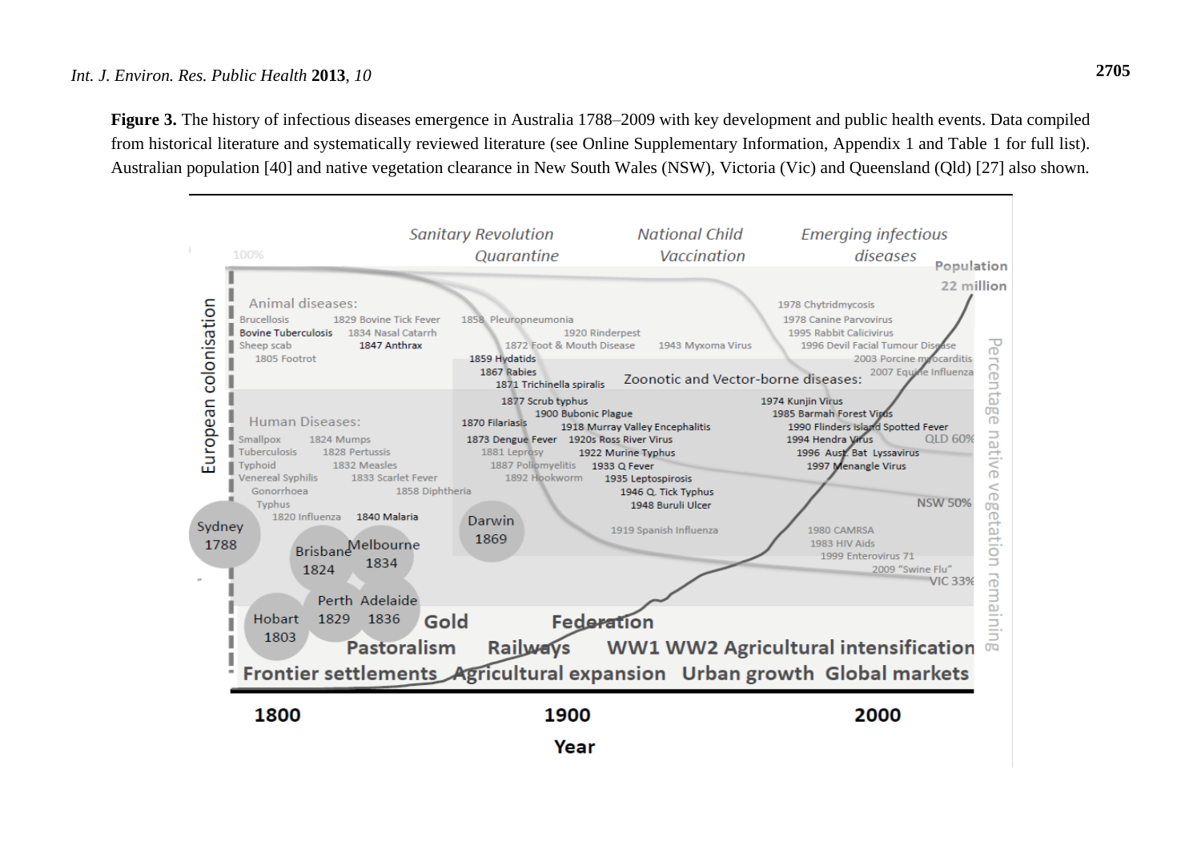**Figure 3.** The history of infectious diseases emergence in Australia 1788–2009 with key development and public health events. Data compiled from historical literature and systematically reviewed literature (see Online Supplementary Information, Appendix 1 and Table 1 for full list). Australian population [40] and native vegetation clearance in New South Wales (NSW), Victoria (Vic) and Queensland (Qld) [27] also shown.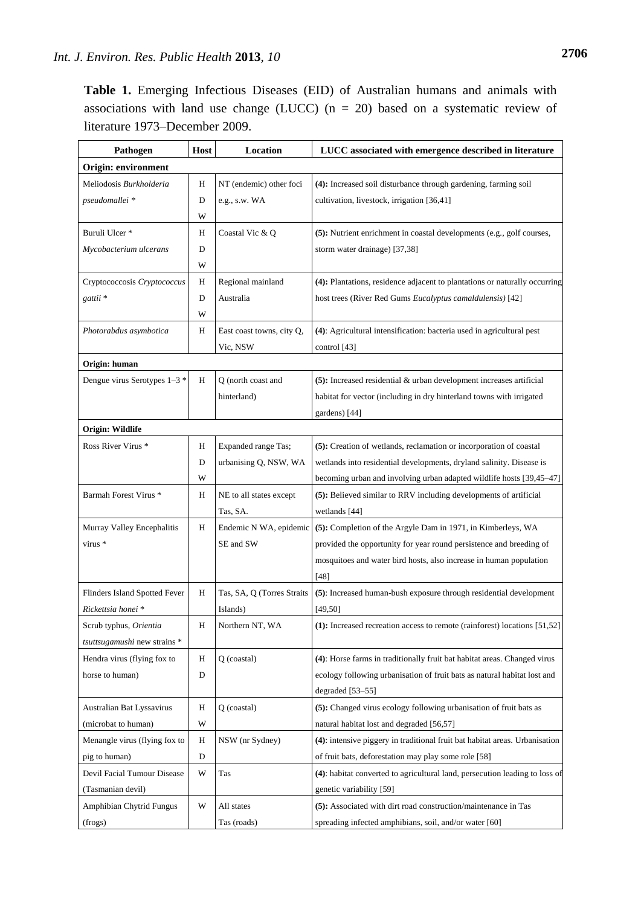**Table 1.** Emerging Infectious Diseases (EID) of Australian humans and animals with associations with land use change (LUCC) (n = 20) based on a systematic review of literature 1973–December 2009.

| Pathogen | Host | Location | LUCC associated with emergence described in literature |
|---|---|---|---|
| **Origin: environment** | | | |
| Meliodosis *Burkholderia pseudomallei* * | H D W | NT (endemic) other foci e.g., s.w. WA | **(4):** Increased soil disturbance through gardening, farming soil cultivation, livestock, irrigation [36,41] |
| Buruli Ulcer * *Mycobacterium ulcerans* | H D W | Coastal Vic & Q | **(5):** Nutrient enrichment in coastal developments (e.g., golf courses, storm water drainage) [37,38] |
| Cryptococcosis *Cryptococcus gattii* * | H D W | Regional mainland Australia | **(4):** Plantations, residence adjacent to plantations or naturally occurring host trees (River Red Gums *Eucalyptus camaldulensis)* [42] |
| *Photorabdus asymbotica* | H | East coast towns, city Q, Vic, NSW | **(4)**: Agricultural intensification: bacteria used in agricultural pest control [43] |
| **Origin: human** | | | |
| Dengue virus Serotypes 1–3 * | H | Q (north coast and hinterland) | **(5):** Increased residential & urban development increases artificial habitat for vector (including in dry hinterland towns with irrigated gardens) [44] |
| **Origin: Wildlife** | | | |
| Ross River Virus * | H D W | Expanded range Tas; urbanising Q, NSW, WA | **(5):** Creation of wetlands, reclamation or incorporation of coastal wetlands into residential developments, dryland salinity. Disease is becoming urban and involving urban adapted wildlife hosts [39,45–47] |
| Barmah Forest Virus * | H | NE to all states except Tas, SA. | **(5):** Believed similar to RRV including developments of artificial wetlands [44] |
| Murray Valley Encephalitis virus * | H | Endemic N WA, epidemic SE and SW | **(5):** Completion of the Argyle Dam in 1971, in Kimberleys, WA provided the opportunity for year round persistence and breeding of mosquitoes and water bird hosts, also increase in human population [48] |
| Flinders Island Spotted Fever *Rickettsia honei* * | H | Tas, SA, Q (Torres Straits Islands) | **(5)**: Increased human-bush exposure through residential development [49,50] |
| Scrub typhus, *Orientia tsuttsugamushi* new strains * | H | Northern NT, WA | **(1):** Increased recreation access to remote (rainforest) locations [51,52] |
| Hendra virus (flying fox to horse to human) | H D | Q (coastal) | **(4)**: Horse farms in traditionally fruit bat habitat areas. Changed virus ecology following urbanisation of fruit bats as natural habitat lost and degraded [53–55] |
| Australian Bat Lyssavirus (microbat to human) | H W | Q (coastal) | **(5):** Changed virus ecology following urbanisation of fruit bats as natural habitat lost and degraded [56,57] |
| Menangle virus (flying fox to pig to human) | H D | NSW (nr Sydney) | **(4)**: intensive piggery in traditional fruit bat habitat areas. Urbanisation of fruit bats, deforestation may play some role [58] |
| Devil Facial Tumour Disease (Tasmanian devil) | W | Tas | **(4)**: habitat converted to agricultural land, persecution leading to loss of genetic variability [59] |
| Amphibian Chytrid Fungus (frogs) | W | All states Tas (roads) | **(5):** Associated with dirt road construction/maintenance in Tas spreading infected amphibians, soil, and/or water [60] |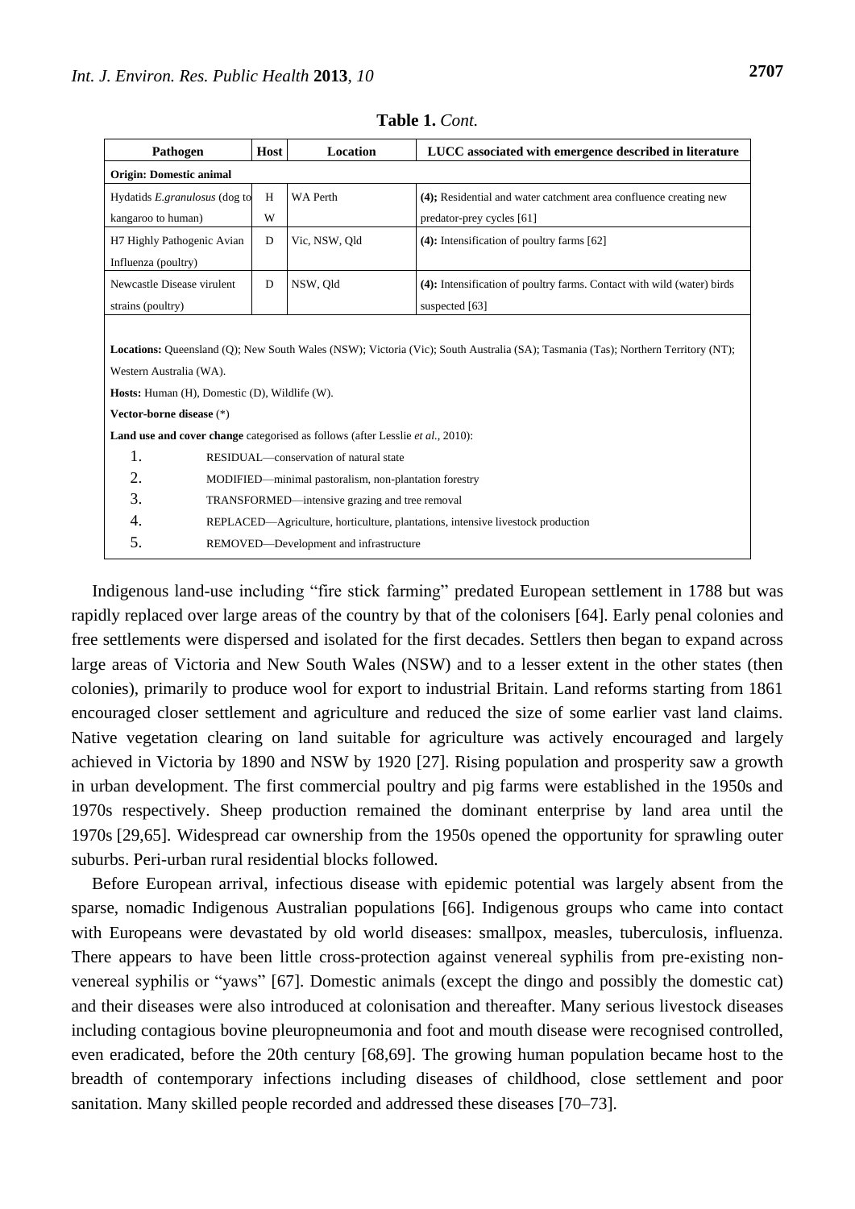**Table 1.** *Cont.*

| Pathogen | Host | Location | LUCC associated with emergence described in literature |
|---|---|---|---|
| **Origin: Domestic animal** | | | |
| Hydatids *E.granulosus* (dog to kangaroo to human) | H W | WA Perth | **(4);** Residential and water catchment area confluence creating new predator-prey cycles [61] |
| H7 Highly Pathogenic Avian Influenza (poultry) | D | Vic, NSW, Qld | **(4):** Intensification of poultry farms [62] |
| Newcastle Disease virulent strains (poultry) | D | NSW, Qld | **(4):** Intensification of poultry farms. Contact with wild (water) birds suspected [63] |

**Locations:** Queensland (Q); New South Wales (NSW); Victoria (Vic); South Australia (SA); Tasmania (Tas); Northern Territory (NT); Western Australia (WA).

**Hosts:** Human (H), Domestic (D), Wildlife (W).

**Vector-borne disease** (*)

**Land use and cover change** categorised as follows (after Lesslie *et al.*, 2010):

1. RESIDUAL—conservation of natural state
2. MODIFIED—minimal pastoralism, non-plantation forestry
3. TRANSFORMED—intensive grazing and tree removal
4. REPLACED—Agriculture, horticulture, plantations, intensive livestock production
5. REMOVED—Development and infrastructure

Indigenous land-use including "fire stick farming" predated European settlement in 1788 but was rapidly replaced over large areas of the country by that of the colonisers [64]. Early penal colonies and free settlements were dispersed and isolated for the first decades. Settlers then began to expand across large areas of Victoria and New South Wales (NSW) and to a lesser extent in the other states (then colonies), primarily to produce wool for export to industrial Britain. Land reforms starting from 1861 encouraged closer settlement and agriculture and reduced the size of some earlier vast land claims. Native vegetation clearing on land suitable for agriculture was actively encouraged and largely achieved in Victoria by 1890 and NSW by 1920 [27]. Rising population and prosperity saw a growth in urban development. The first commercial poultry and pig farms were established in the 1950s and 1970s respectively. Sheep production remained the dominant enterprise by land area until the 1970s [29,65]. Widespread car ownership from the 1950s opened the opportunity for sprawling outer suburbs. Peri-urban rural residential blocks followed.

Before European arrival, infectious disease with epidemic potential was largely absent from the sparse, nomadic Indigenous Australian populations [66]. Indigenous groups who came into contact with Europeans were devastated by old world diseases: smallpox, measles, tuberculosis, influenza. There appears to have been little cross-protection against venereal syphilis from pre-existing non-venereal syphilis or "yaws" [67]. Domestic animals (except the dingo and possibly the domestic cat) and their diseases were also introduced at colonisation and thereafter. Many serious livestock diseases including contagious bovine pleuropneumonia and foot and mouth disease were recognised controlled, even eradicated, before the 20th century [68,69]. The growing human population became host to the breadth of contemporary infections including diseases of childhood, close settlement and poor sanitation. Many skilled people recorded and addressed these diseases [70–73].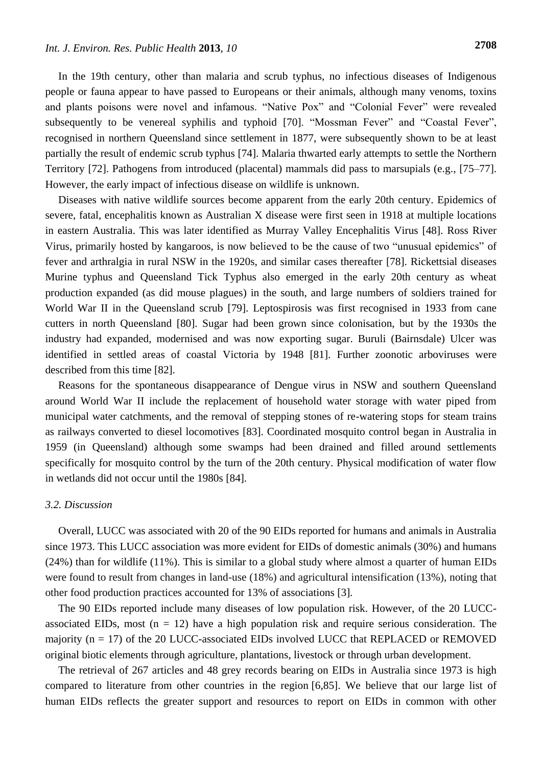In the 19th century, other than malaria and scrub typhus, no infectious diseases of Indigenous people or fauna appear to have passed to Europeans or their animals, although many venoms, toxins and plants poisons were novel and infamous. "Native Pox" and "Colonial Fever" were revealed subsequently to be venereal syphilis and typhoid [70]. "Mossman Fever" and "Coastal Fever", recognised in northern Queensland since settlement in 1877, were subsequently shown to be at least partially the result of endemic scrub typhus [74]. Malaria thwarted early attempts to settle the Northern Territory [72]. Pathogens from introduced (placental) mammals did pass to marsupials (e.g., [75–77]. However, the early impact of infectious disease on wildlife is unknown.

Diseases with native wildlife sources become apparent from the early 20th century. Epidemics of severe, fatal, encephalitis known as Australian X disease were first seen in 1918 at multiple locations in eastern Australia. This was later identified as Murray Valley Encephalitis Virus [48]. Ross River Virus, primarily hosted by kangaroos, is now believed to be the cause of two "unusual epidemics" of fever and arthralgia in rural NSW in the 1920s, and similar cases thereafter [78]. Rickettsial diseases Murine typhus and Queensland Tick Typhus also emerged in the early 20th century as wheat production expanded (as did mouse plagues) in the south, and large numbers of soldiers trained for World War II in the Queensland scrub [79]. Leptospirosis was first recognised in 1933 from cane cutters in north Queensland [80]. Sugar had been grown since colonisation, but by the 1930s the industry had expanded, modernised and was now exporting sugar. Buruli (Bairnsdale) Ulcer was identified in settled areas of coastal Victoria by 1948 [81]. Further zoonotic arboviruses were described from this time [82].

Reasons for the spontaneous disappearance of Dengue virus in NSW and southern Queensland around World War II include the replacement of household water storage with water piped from municipal water catchments, and the removal of stepping stones of re-watering stops for steam trains as railways converted to diesel locomotives [83]. Coordinated mosquito control began in Australia in 1959 (in Queensland) although some swamps had been drained and filled around settlements specifically for mosquito control by the turn of the 20th century. Physical modification of water flow in wetlands did not occur until the 1980s [84].

### *3.2. Discussion*

Overall, LUCC was associated with 20 of the 90 EIDs reported for humans and animals in Australia since 1973. This LUCC association was more evident for EIDs of domestic animals (30%) and humans (24%) than for wildlife (11%). This is similar to a global study where almost a quarter of human EIDs were found to result from changes in land-use (18%) and agricultural intensification (13%), noting that other food production practices accounted for 13% of associations [3].

The 90 EIDs reported include many diseases of low population risk. However, of the 20 LUCC-associated EIDs, most (n = 12) have a high population risk and require serious consideration. The majority (n = 17) of the 20 LUCC-associated EIDs involved LUCC that REPLACED or REMOVED original biotic elements through agriculture, plantations, livestock or through urban development.

The retrieval of 267 articles and 48 grey records bearing on EIDs in Australia since 1973 is high compared to literature from other countries in the region [6,85]. We believe that our large list of human EIDs reflects the greater support and resources to report on EIDs in common with other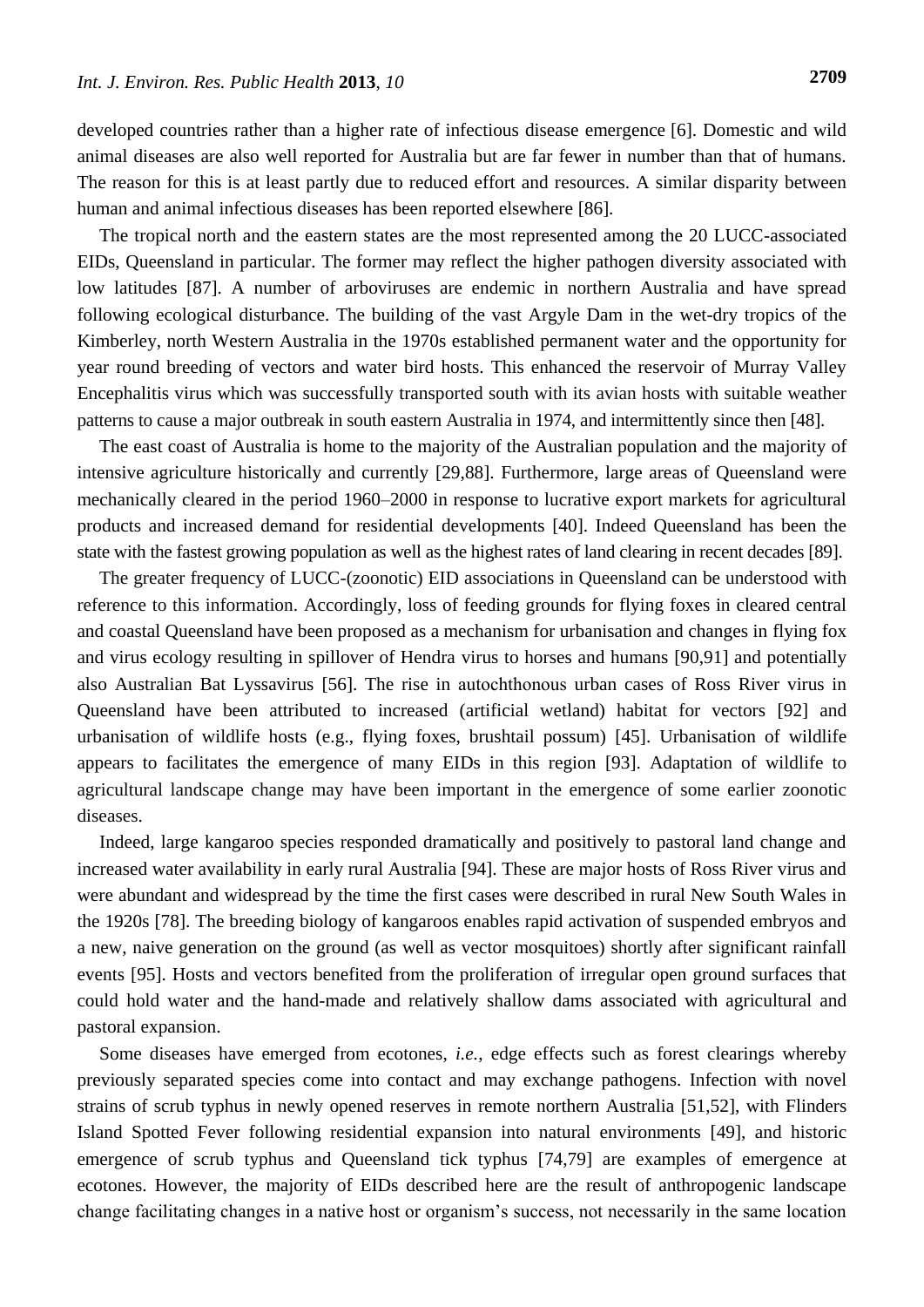developed countries rather than a higher rate of infectious disease emergence [6]. Domestic and wild animal diseases are also well reported for Australia but are far fewer in number than that of humans. The reason for this is at least partly due to reduced effort and resources. A similar disparity between human and animal infectious diseases has been reported elsewhere [86].

The tropical north and the eastern states are the most represented among the 20 LUCC-associated EIDs, Queensland in particular. The former may reflect the higher pathogen diversity associated with low latitudes [87]. A number of arboviruses are endemic in northern Australia and have spread following ecological disturbance. The building of the vast Argyle Dam in the wet-dry tropics of the Kimberley, north Western Australia in the 1970s established permanent water and the opportunity for year round breeding of vectors and water bird hosts. This enhanced the reservoir of Murray Valley Encephalitis virus which was successfully transported south with its avian hosts with suitable weather patterns to cause a major outbreak in south eastern Australia in 1974, and intermittently since then [48].

The east coast of Australia is home to the majority of the Australian population and the majority of intensive agriculture historically and currently [29,88]. Furthermore, large areas of Queensland were mechanically cleared in the period 1960–2000 in response to lucrative export markets for agricultural products and increased demand for residential developments [40]. Indeed Queensland has been the state with the fastest growing population as well as the highest rates of land clearing in recent decades [89].

The greater frequency of LUCC-(zoonotic) EID associations in Queensland can be understood with reference to this information. Accordingly, loss of feeding grounds for flying foxes in cleared central and coastal Queensland have been proposed as a mechanism for urbanisation and changes in flying fox and virus ecology resulting in spillover of Hendra virus to horses and humans [90,91] and potentially also Australian Bat Lyssavirus [56]. The rise in autochthonous urban cases of Ross River virus in Queensland have been attributed to increased (artificial wetland) habitat for vectors [92] and urbanisation of wildlife hosts (e.g., flying foxes, brushtail possum) [45]. Urbanisation of wildlife appears to facilitates the emergence of many EIDs in this region [93]. Adaptation of wildlife to agricultural landscape change may have been important in the emergence of some earlier zoonotic diseases.

Indeed, large kangaroo species responded dramatically and positively to pastoral land change and increased water availability in early rural Australia [94]. These are major hosts of Ross River virus and were abundant and widespread by the time the first cases were described in rural New South Wales in the 1920s [78]. The breeding biology of kangaroos enables rapid activation of suspended embryos and a new, naive generation on the ground (as well as vector mosquitoes) shortly after significant rainfall events [95]. Hosts and vectors benefited from the proliferation of irregular open ground surfaces that could hold water and the hand-made and relatively shallow dams associated with agricultural and pastoral expansion.

Some diseases have emerged from ecotones, *i.e.*, edge effects such as forest clearings whereby previously separated species come into contact and may exchange pathogens. Infection with novel strains of scrub typhus in newly opened reserves in remote northern Australia [51,52], with Flinders Island Spotted Fever following residential expansion into natural environments [49], and historic emergence of scrub typhus and Queensland tick typhus [74,79] are examples of emergence at ecotones. However, the majority of EIDs described here are the result of anthropogenic landscape change facilitating changes in a native host or organism's success, not necessarily in the same location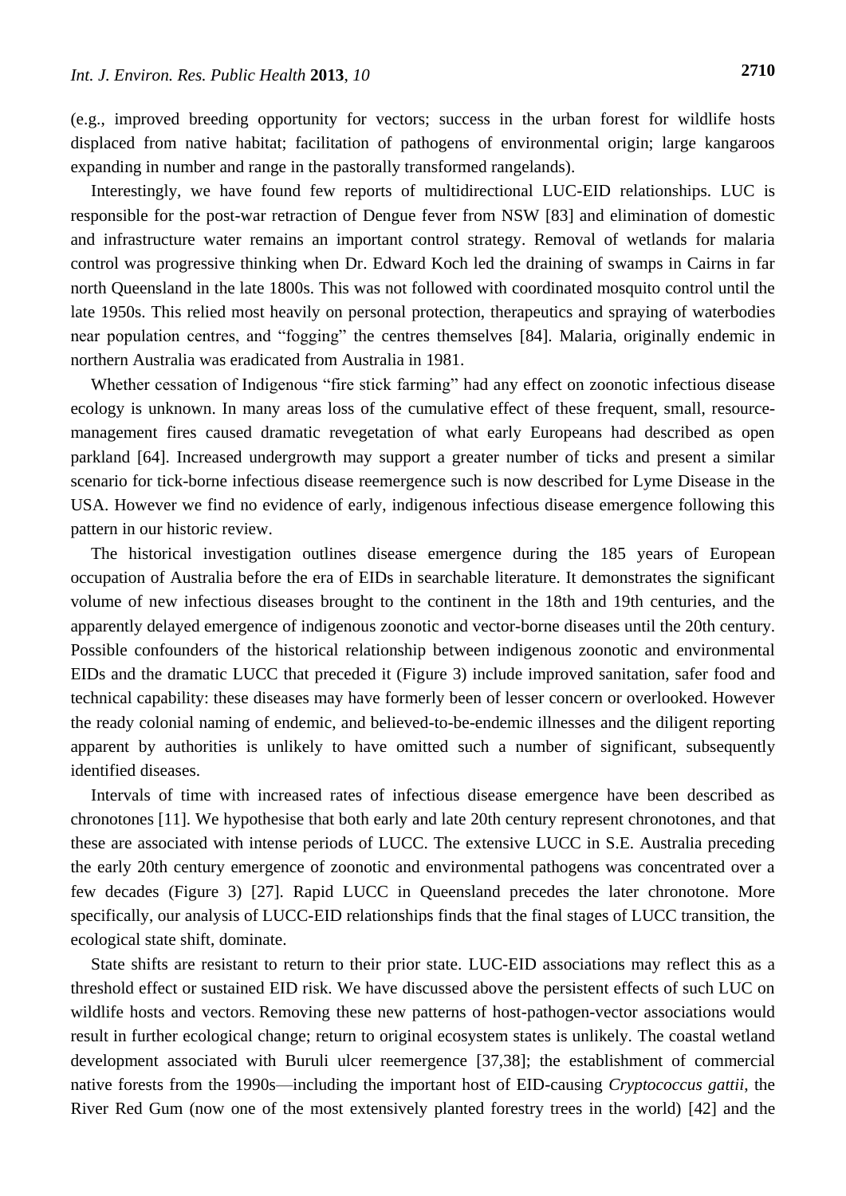(e.g., improved breeding opportunity for vectors; success in the urban forest for wildlife hosts displaced from native habitat; facilitation of pathogens of environmental origin; large kangaroos expanding in number and range in the pastorally transformed rangelands).

Interestingly, we have found few reports of multidirectional LUC-EID relationships. LUC is responsible for the post-war retraction of Dengue fever from NSW [83] and elimination of domestic and infrastructure water remains an important control strategy. Removal of wetlands for malaria control was progressive thinking when Dr. Edward Koch led the draining of swamps in Cairns in far north Queensland in the late 1800s. This was not followed with coordinated mosquito control until the late 1950s. This relied most heavily on personal protection, therapeutics and spraying of waterbodies near population centres, and "fogging" the centres themselves [84]. Malaria, originally endemic in northern Australia was eradicated from Australia in 1981.

Whether cessation of Indigenous "fire stick farming" had any effect on zoonotic infectious disease ecology is unknown. In many areas loss of the cumulative effect of these frequent, small, resource-management fires caused dramatic revegetation of what early Europeans had described as open parkland [64]. Increased undergrowth may support a greater number of ticks and present a similar scenario for tick-borne infectious disease reemergence such is now described for Lyme Disease in the USA. However we find no evidence of early, indigenous infectious disease emergence following this pattern in our historic review.

The historical investigation outlines disease emergence during the 185 years of European occupation of Australia before the era of EIDs in searchable literature. It demonstrates the significant volume of new infectious diseases brought to the continent in the 18th and 19th centuries, and the apparently delayed emergence of indigenous zoonotic and vector-borne diseases until the 20th century. Possible confounders of the historical relationship between indigenous zoonotic and environmental EIDs and the dramatic LUCC that preceded it (Figure 3) include improved sanitation, safer food and technical capability: these diseases may have formerly been of lesser concern or overlooked. However the ready colonial naming of endemic, and believed-to-be-endemic illnesses and the diligent reporting apparent by authorities is unlikely to have omitted such a number of significant, subsequently identified diseases.

Intervals of time with increased rates of infectious disease emergence have been described as chronotones [11]. We hypothesise that both early and late 20th century represent chronotones, and that these are associated with intense periods of LUCC. The extensive LUCC in S.E. Australia preceding the early 20th century emergence of zoonotic and environmental pathogens was concentrated over a few decades (Figure 3) [27]. Rapid LUCC in Queensland precedes the later chronotone. More specifically, our analysis of LUCC-EID relationships finds that the final stages of LUCC transition, the ecological state shift, dominate.

State shifts are resistant to return to their prior state. LUC-EID associations may reflect this as a threshold effect or sustained EID risk. We have discussed above the persistent effects of such LUC on wildlife hosts and vectors. Removing these new patterns of host-pathogen-vector associations would result in further ecological change; return to original ecosystem states is unlikely. The coastal wetland development associated with Buruli ulcer reemergence [37,38]; the establishment of commercial native forests from the 1990s—including the important host of EID-causing *Cryptococcus gattii,* the River Red Gum (now one of the most extensively planted forestry trees in the world) [42] and the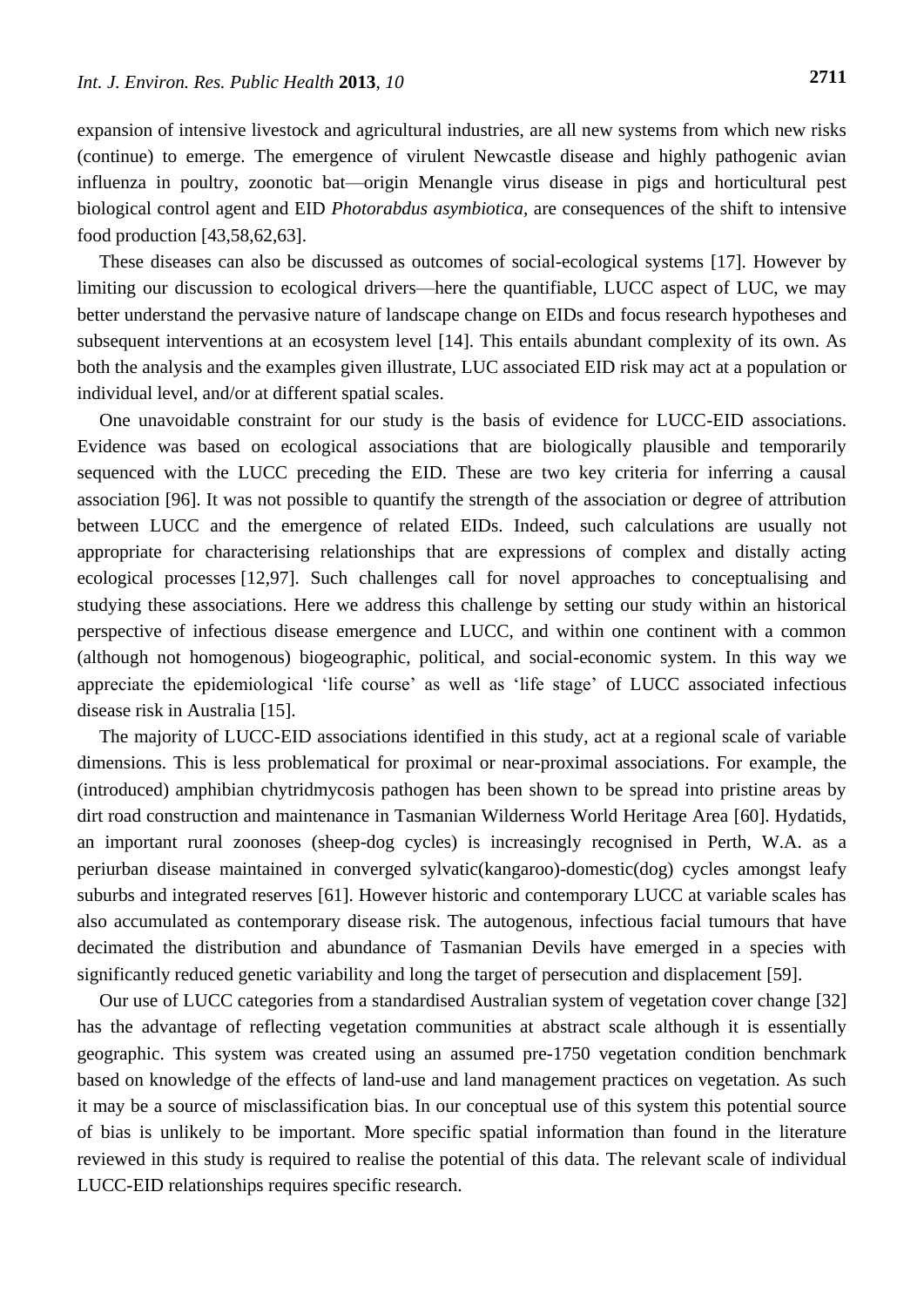expansion of intensive livestock and agricultural industries, are all new systems from which new risks (continue) to emerge. The emergence of virulent Newcastle disease and highly pathogenic avian influenza in poultry, zoonotic bat—origin Menangle virus disease in pigs and horticultural pest biological control agent and EID *Photorabdus asymbiotica*, are consequences of the shift to intensive food production [43,58,62,63].

These diseases can also be discussed as outcomes of social-ecological systems [17]. However by limiting our discussion to ecological drivers—here the quantifiable, LUCC aspect of LUC, we may better understand the pervasive nature of landscape change on EIDs and focus research hypotheses and subsequent interventions at an ecosystem level [14]. This entails abundant complexity of its own. As both the analysis and the examples given illustrate, LUC associated EID risk may act at a population or individual level, and/or at different spatial scales.

One unavoidable constraint for our study is the basis of evidence for LUCC-EID associations. Evidence was based on ecological associations that are biologically plausible and temporarily sequenced with the LUCC preceding the EID. These are two key criteria for inferring a causal association [96]. It was not possible to quantify the strength of the association or degree of attribution between LUCC and the emergence of related EIDs. Indeed, such calculations are usually not appropriate for characterising relationships that are expressions of complex and distally acting ecological processes [12,97]. Such challenges call for novel approaches to conceptualising and studying these associations. Here we address this challenge by setting our study within an historical perspective of infectious disease emergence and LUCC, and within one continent with a common (although not homogenous) biogeographic, political, and social-economic system. In this way we appreciate the epidemiological 'life course' as well as 'life stage' of LUCC associated infectious disease risk in Australia [15].

The majority of LUCC-EID associations identified in this study, act at a regional scale of variable dimensions. This is less problematical for proximal or near-proximal associations. For example, the (introduced) amphibian chytridmycosis pathogen has been shown to be spread into pristine areas by dirt road construction and maintenance in Tasmanian Wilderness World Heritage Area [60]. Hydatids, an important rural zoonoses (sheep-dog cycles) is increasingly recognised in Perth, W.A. as a periurban disease maintained in converged sylvatic(kangaroo)-domestic(dog) cycles amongst leafy suburbs and integrated reserves [61]. However historic and contemporary LUCC at variable scales has also accumulated as contemporary disease risk. The autogenous, infectious facial tumours that have decimated the distribution and abundance of Tasmanian Devils have emerged in a species with significantly reduced genetic variability and long the target of persecution and displacement [59].

Our use of LUCC categories from a standardised Australian system of vegetation cover change [32] has the advantage of reflecting vegetation communities at abstract scale although it is essentially geographic. This system was created using an assumed pre-1750 vegetation condition benchmark based on knowledge of the effects of land-use and land management practices on vegetation. As such it may be a source of misclassification bias. In our conceptual use of this system this potential source of bias is unlikely to be important. More specific spatial information than found in the literature reviewed in this study is required to realise the potential of this data. The relevant scale of individual LUCC-EID relationships requires specific research.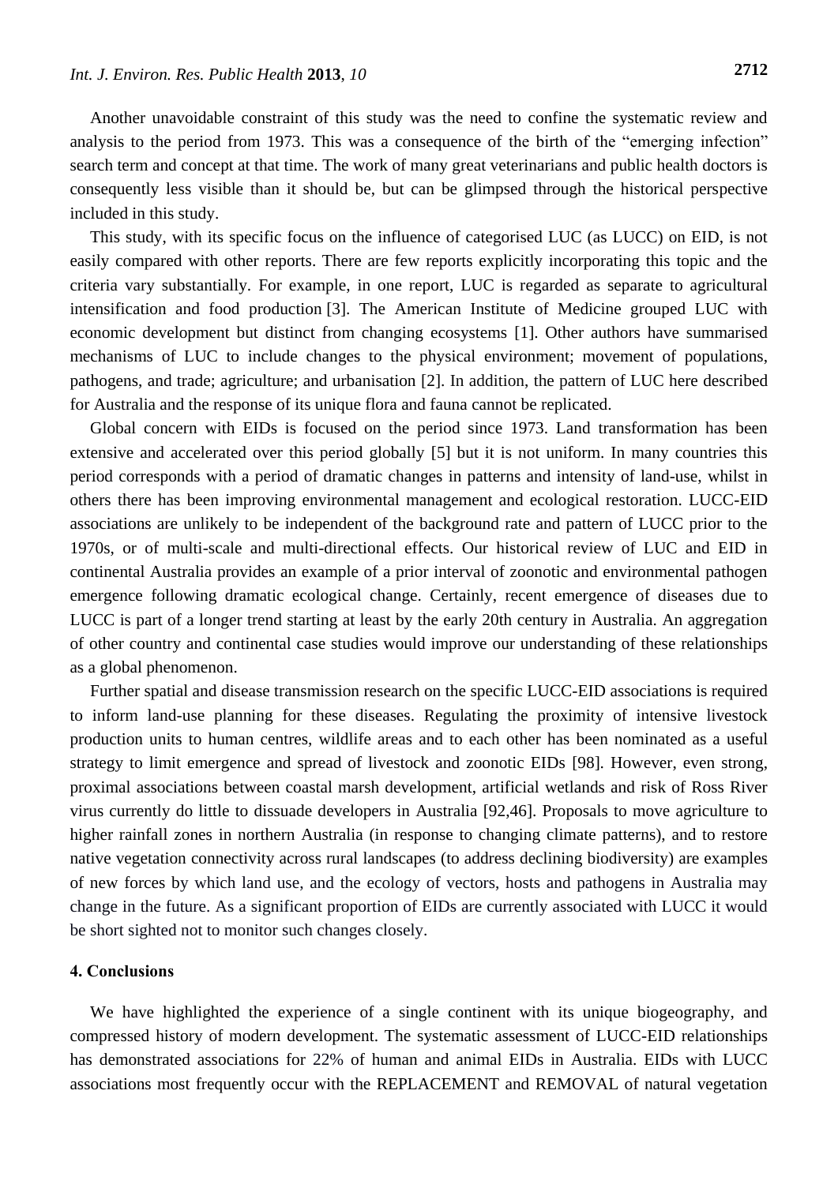Another unavoidable constraint of this study was the need to confine the systematic review and analysis to the period from 1973. This was a consequence of the birth of the "emerging infection" search term and concept at that time. The work of many great veterinarians and public health doctors is consequently less visible than it should be, but can be glimpsed through the historical perspective included in this study.

This study, with its specific focus on the influence of categorised LUC (as LUCC) on EID, is not easily compared with other reports. There are few reports explicitly incorporating this topic and the criteria vary substantially. For example, in one report, LUC is regarded as separate to agricultural intensification and food production [3]. The American Institute of Medicine grouped LUC with economic development but distinct from changing ecosystems [1]. Other authors have summarised mechanisms of LUC to include changes to the physical environment; movement of populations, pathogens, and trade; agriculture; and urbanisation [2]. In addition, the pattern of LUC here described for Australia and the response of its unique flora and fauna cannot be replicated.

Global concern with EIDs is focused on the period since 1973. Land transformation has been extensive and accelerated over this period globally [5] but it is not uniform. In many countries this period corresponds with a period of dramatic changes in patterns and intensity of land-use, whilst in others there has been improving environmental management and ecological restoration. LUCC-EID associations are unlikely to be independent of the background rate and pattern of LUCC prior to the 1970s, or of multi-scale and multi-directional effects. Our historical review of LUC and EID in continental Australia provides an example of a prior interval of zoonotic and environmental pathogen emergence following dramatic ecological change. Certainly, recent emergence of diseases due to LUCC is part of a longer trend starting at least by the early 20th century in Australia. An aggregation of other country and continental case studies would improve our understanding of these relationships as a global phenomenon.

Further spatial and disease transmission research on the specific LUCC-EID associations is required to inform land-use planning for these diseases. Regulating the proximity of intensive livestock production units to human centres, wildlife areas and to each other has been nominated as a useful strategy to limit emergence and spread of livestock and zoonotic EIDs [98]. However, even strong, proximal associations between coastal marsh development, artificial wetlands and risk of Ross River virus currently do little to dissuade developers in Australia [92,46]. Proposals to move agriculture to higher rainfall zones in northern Australia (in response to changing climate patterns), and to restore native vegetation connectivity across rural landscapes (to address declining biodiversity) are examples of new forces by which land use, and the ecology of vectors, hosts and pathogens in Australia may change in the future. As a significant proportion of EIDs are currently associated with LUCC it would be short sighted not to monitor such changes closely.

## 4. Conclusions

We have highlighted the experience of a single continent with its unique biogeography, and compressed history of modern development. The systematic assessment of LUCC-EID relationships has demonstrated associations for 22% of human and animal EIDs in Australia. EIDs with LUCC associations most frequently occur with the REPLACEMENT and REMOVAL of natural vegetation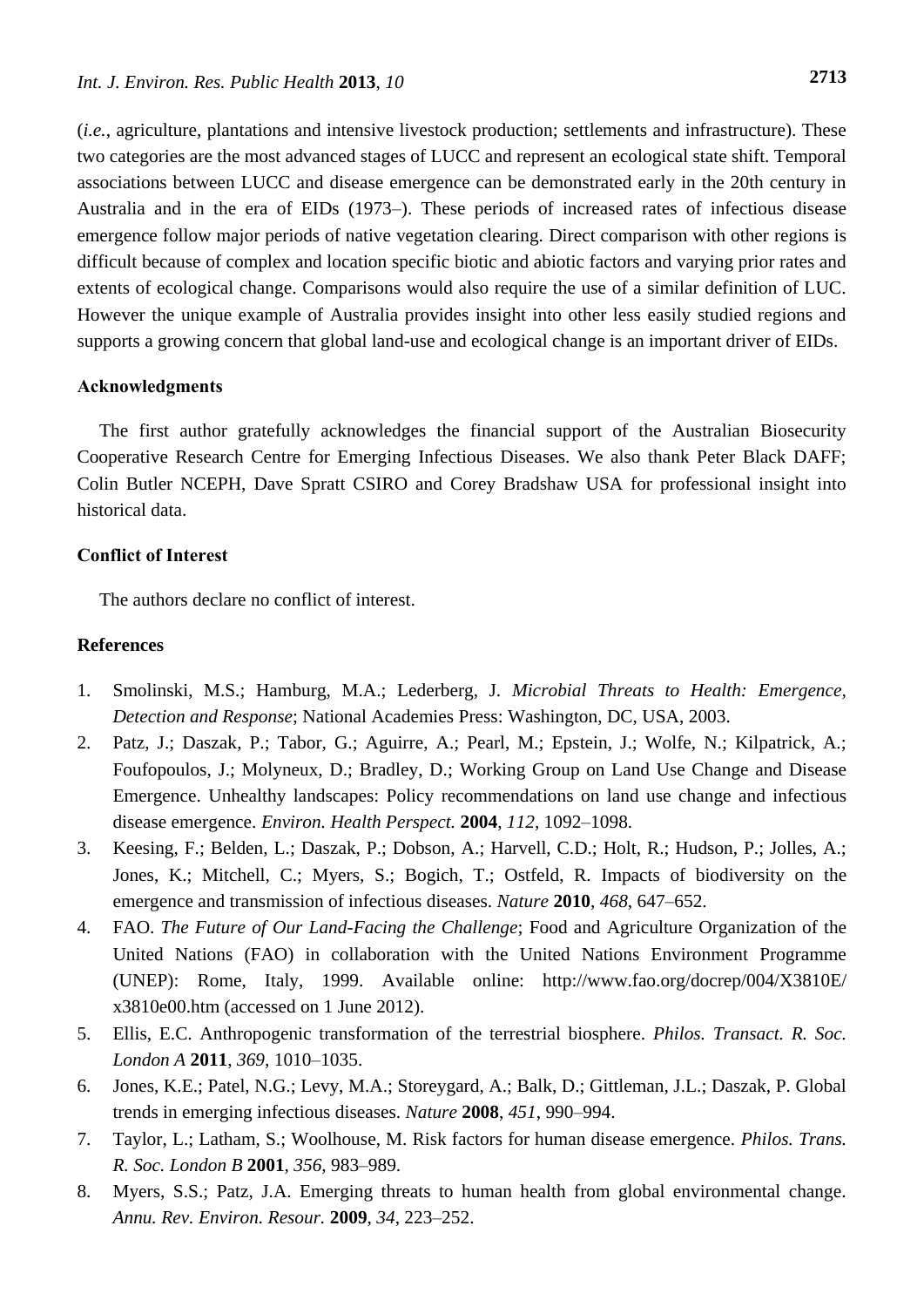(*i.e.*, agriculture, plantations and intensive livestock production; settlements and infrastructure). These two categories are the most advanced stages of LUCC and represent an ecological state shift. Temporal associations between LUCC and disease emergence can be demonstrated early in the 20th century in Australia and in the era of EIDs (1973–). These periods of increased rates of infectious disease emergence follow major periods of native vegetation clearing. Direct comparison with other regions is difficult because of complex and location specific biotic and abiotic factors and varying prior rates and extents of ecological change. Comparisons would also require the use of a similar definition of LUC. However the unique example of Australia provides insight into other less easily studied regions and supports a growing concern that global land-use and ecological change is an important driver of EIDs.

## Acknowledgments

The first author gratefully acknowledges the financial support of the Australian Biosecurity Cooperative Research Centre for Emerging Infectious Diseases. We also thank Peter Black DAFF; Colin Butler NCEPH, Dave Spratt CSIRO and Corey Bradshaw USA for professional insight into historical data.

## Conflict of Interest

The authors declare no conflict of interest.

## References

1. Smolinski, M.S.; Hamburg, M.A.; Lederberg, J. *Microbial Threats to Health: Emergence, Detection and Response*; National Academies Press: Washington, DC, USA, 2003.
2. Patz, J.; Daszak, P.; Tabor, G.; Aguirre, A.; Pearl, M.; Epstein, J.; Wolfe, N.; Kilpatrick, A.; Foufopoulos, J.; Molyneux, D.; Bradley, D.; Working Group on Land Use Change and Disease Emergence. Unhealthy landscapes: Policy recommendations on land use change and infectious disease emergence. *Environ. Health Perspect.* **2004**, *112*, 1092–1098.
3. Keesing, F.; Belden, L.; Daszak, P.; Dobson, A.; Harvell, C.D.; Holt, R.; Hudson, P.; Jolles, A.; Jones, K.; Mitchell, C.; Myers, S.; Bogich, T.; Ostfeld, R. Impacts of biodiversity on the emergence and transmission of infectious diseases. *Nature* **2010**, *468*, 647–652.
4. FAO. *The Future of Our Land-Facing the Challenge*; Food and Agriculture Organization of the United Nations (FAO) in collaboration with the United Nations Environment Programme (UNEP): Rome, Italy, 1999. Available online: http://www.fao.org/docrep/004/X3810E/x3810e00.htm (accessed on 1 June 2012).
5. Ellis, E.C. Anthropogenic transformation of the terrestrial biosphere. *Philos. Transact. R. Soc. London A* **2011**, *369*, 1010–1035.
6. Jones, K.E.; Patel, N.G.; Levy, M.A.; Storeygard, A.; Balk, D.; Gittleman, J.L.; Daszak, P. Global trends in emerging infectious diseases. *Nature* **2008**, *451*, 990–994.
7. Taylor, L.; Latham, S.; Woolhouse, M. Risk factors for human disease emergence. *Philos. Trans. R. Soc. London B* **2001**, *356*, 983–989.
8. Myers, S.S.; Patz, J.A. Emerging threats to human health from global environmental change. *Annu. Rev. Environ. Resour.* **2009**, *34*, 223–252.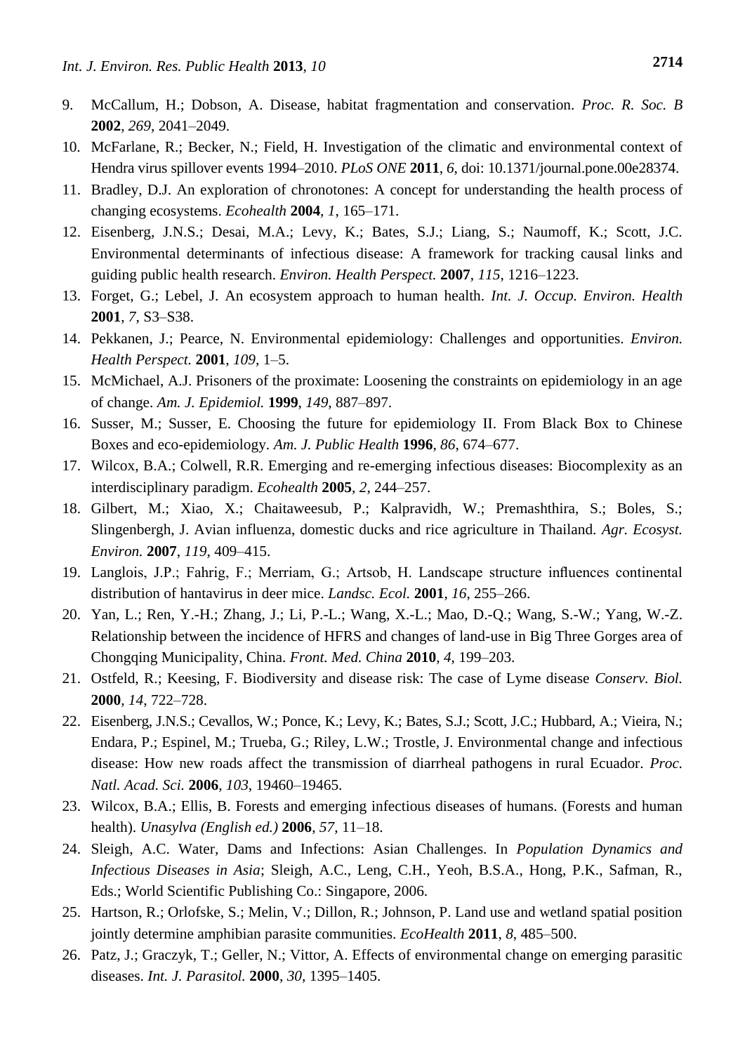9. McCallum, H.; Dobson, A. Disease, habitat fragmentation and conservation. *Proc. R. Soc. B* **2002**, *269*, 2041–2049.
10. McFarlane, R.; Becker, N.; Field, H. Investigation of the climatic and environmental context of Hendra virus spillover events 1994–2010. *PLoS ONE* **2011**, *6*, doi: 10.1371/journal.pone.00e28374.
11. Bradley, D.J. An exploration of chronotones: A concept for understanding the health process of changing ecosystems. *Ecohealth* **2004**, *1*, 165–171.
12. Eisenberg, J.N.S.; Desai, M.A.; Levy, K.; Bates, S.J.; Liang, S.; Naumoff, K.; Scott, J.C. Environmental determinants of infectious disease: A framework for tracking causal links and guiding public health research. *Environ. Health Perspect.* **2007**, *115*, 1216–1223.
13. Forget, G.; Lebel, J. An ecosystem approach to human health. *Int. J. Occup. Environ. Health* **2001**, *7*, S3–S38.
14. Pekkanen, J.; Pearce, N. Environmental epidemiology: Challenges and opportunities. *Environ. Health Perspect.* **2001**, *109*, 1–5.
15. McMichael, A.J. Prisoners of the proximate: Loosening the constraints on epidemiology in an age of change. *Am. J. Epidemiol.* **1999**, *149*, 887–897.
16. Susser, M.; Susser, E. Choosing the future for epidemiology II. From Black Box to Chinese Boxes and eco-epidemiology. *Am. J. Public Health* **1996**, *86*, 674–677.
17. Wilcox, B.A.; Colwell, R.R. Emerging and re-emerging infectious diseases: Biocomplexity as an interdisciplinary paradigm. *Ecohealth* **2005**, *2*, 244–257.
18. Gilbert, M.; Xiao, X.; Chaitaweesub, P.; Kalpravidh, W.; Premashthira, S.; Boles, S.; Slingenbergh, J. Avian influenza, domestic ducks and rice agriculture in Thailand. *Agr. Ecosyst. Environ.* **2007**, *119*, 409–415.
19. Langlois, J.P.; Fahrig, F.; Merriam, G.; Artsob, H. Landscape structure influences continental distribution of hantavirus in deer mice. *Landsc. Ecol.* **2001**, *16*, 255–266.
20. Yan, L.; Ren, Y.-H.; Zhang, J.; Li, P.-L.; Wang, X.-L.; Mao, D.-Q.; Wang, S.-W.; Yang, W.-Z. Relationship between the incidence of HFRS and changes of land-use in Big Three Gorges area of Chongqing Municipality, China. *Front. Med. China* **2010**, *4*, 199–203.
21. Ostfeld, R.; Keesing, F. Biodiversity and disease risk: The case of Lyme disease *Conserv. Biol.* **2000**, *14*, 722–728.
22. Eisenberg, J.N.S.; Cevallos, W.; Ponce, K.; Levy, K.; Bates, S.J.; Scott, J.C.; Hubbard, A.; Vieira, N.; Endara, P.; Espinel, M.; Trueba, G.; Riley, L.W.; Trostle, J. Environmental change and infectious disease: How new roads affect the transmission of diarrheal pathogens in rural Ecuador. *Proc. Natl. Acad. Sci.* **2006**, *103*, 19460–19465.
23. Wilcox, B.A.; Ellis, B. Forests and emerging infectious diseases of humans. (Forests and human health). *Unasylva (English ed.)* **2006**, *57*, 11–18.
24. Sleigh, A.C. Water, Dams and Infections: Asian Challenges. In *Population Dynamics and Infectious Diseases in Asia*; Sleigh, A.C., Leng, C.H., Yeoh, B.S.A., Hong, P.K., Safman, R., Eds.; World Scientific Publishing Co.: Singapore, 2006.
25. Hartson, R.; Orlofske, S.; Melin, V.; Dillon, R.; Johnson, P. Land use and wetland spatial position jointly determine amphibian parasite communities. *EcoHealth* **2011**, *8*, 485–500.
26. Patz, J.; Graczyk, T.; Geller, N.; Vittor, A. Effects of environmental change on emerging parasitic diseases. *Int. J. Parasitol.* **2000**, *30*, 1395–1405.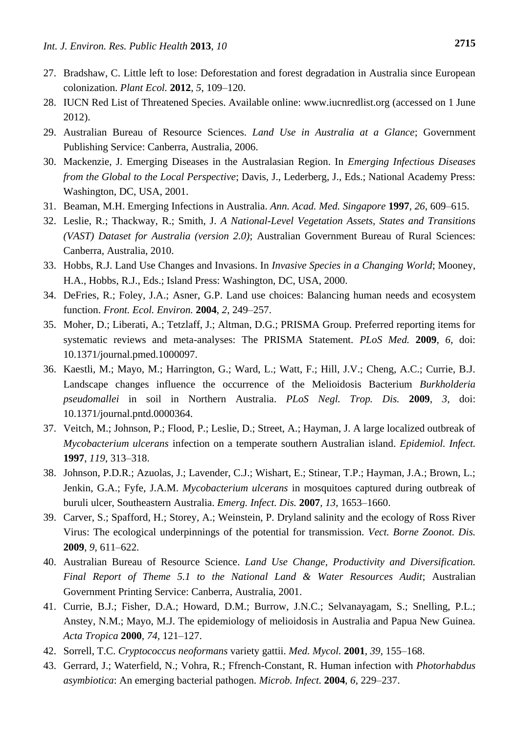27. Bradshaw, C. Little left to lose: Deforestation and forest degradation in Australia since European colonization. *Plant Ecol.* **2012**, *5*, 109–120.
28. IUCN Red List of Threatened Species. Available online: www.iucnredlist.org (accessed on 1 June 2012).
29. Australian Bureau of Resource Sciences. *Land Use in Australia at a Glance*; Government Publishing Service: Canberra, Australia, 2006.
30. Mackenzie, J. Emerging Diseases in the Australasian Region. In *Emerging Infectious Diseases from the Global to the Local Perspective*; Davis, J., Lederberg, J., Eds.; National Academy Press: Washington, DC, USA, 2001.
31. Beaman, M.H. Emerging Infections in Australia. *Ann. Acad. Med. Singapore* **1997**, *26*, 609–615.
32. Leslie, R.; Thackway, R.; Smith, J. *A National-Level Vegetation Assets, States and Transitions (VAST) Dataset for Australia (version 2.0)*; Australian Government Bureau of Rural Sciences: Canberra, Australia, 2010.
33. Hobbs, R.J. Land Use Changes and Invasions. In *Invasive Species in a Changing World*; Mooney, H.A., Hobbs, R.J., Eds.; Island Press: Washington, DC, USA, 2000.
34. DeFries, R.; Foley, J.A.; Asner, G.P. Land use choices: Balancing human needs and ecosystem function. *Front. Ecol. Environ.* **2004**, *2*, 249–257.
35. Moher, D.; Liberati, A.; Tetzlaff, J.; Altman, D.G.; PRISMA Group. Preferred reporting items for systematic reviews and meta-analyses: The PRISMA Statement. *PLoS Med.* **2009**, *6*, doi: 10.1371/journal.pmed.1000097.
36. Kaestli, M.; Mayo, M.; Harrington, G.; Ward, L.; Watt, F.; Hill, J.V.; Cheng, A.C.; Currie, B.J. Landscape changes influence the occurrence of the Melioidosis Bacterium *Burkholderia pseudomallei* in soil in Northern Australia. *PLoS Negl. Trop. Dis.* **2009**, *3*, doi: 10.1371/journal.pntd.0000364.
37. Veitch, M.; Johnson, P.; Flood, P.; Leslie, D.; Street, A.; Hayman, J. A large localized outbreak of *Mycobacterium ulcerans* infection on a temperate southern Australian island. *Epidemiol. Infect.* **1997**, *119*, 313–318.
38. Johnson, P.D.R.; Azuolas, J.; Lavender, C.J.; Wishart, E.; Stinear, T.P.; Hayman, J.A.; Brown, L.; Jenkin, G.A.; Fyfe, J.A.M. *Mycobacterium ulcerans* in mosquitoes captured during outbreak of buruli ulcer, Southeastern Australia. *Emerg. Infect. Dis.* **2007**, *13*, 1653–1660.
39. Carver, S.; Spafford, H.; Storey, A.; Weinstein, P. Dryland salinity and the ecology of Ross River Virus: The ecological underpinnings of the potential for transmission. *Vect. Borne Zoonot. Dis.* **2009**, *9*, 611–622.
40. Australian Bureau of Resource Science. *Land Use Change, Productivity and Diversification. Final Report of Theme 5.1 to the National Land & Water Resources Audit*; Australian Government Printing Service: Canberra, Australia, 2001.
41. Currie, B.J.; Fisher, D.A.; Howard, D.M.; Burrow, J.N.C.; Selvanayagam, S.; Snelling, P.L.; Anstey, N.M.; Mayo, M.J. The epidemiology of melioidosis in Australia and Papua New Guinea. *Acta Tropica* **2000**, *74*, 121–127.
42. Sorrell, T.C. *Cryptococcus neoformans* variety gattii. *Med. Mycol.* **2001**, *39*, 155–168.
43. Gerrard, J.; Waterfield, N.; Vohra, R.; Ffrench-Constant, R. Human infection with *Photorhabdus asymbiotica*: An emerging bacterial pathogen. *Microb. Infect.* **2004**, *6*, 229–237.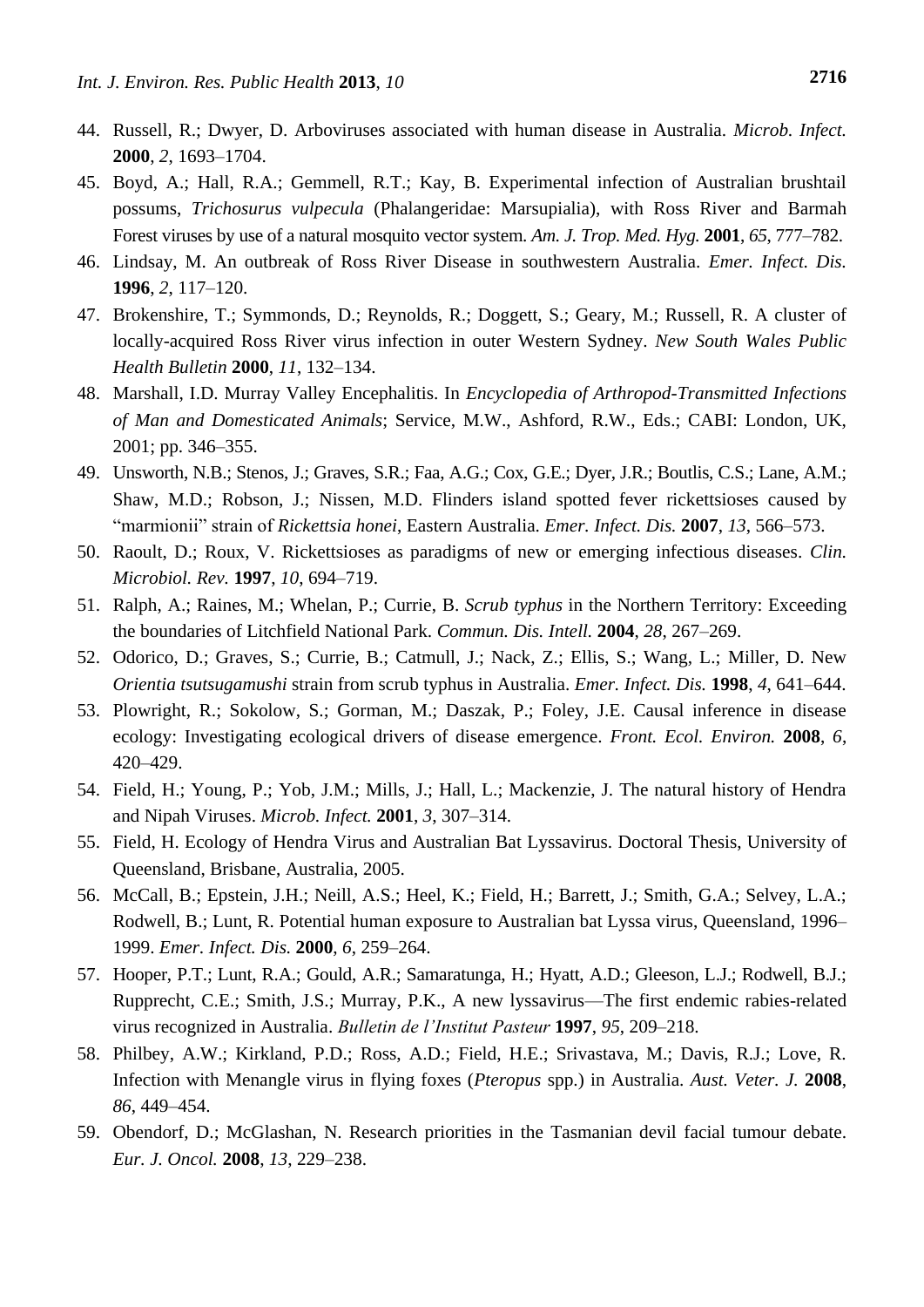44. Russell, R.; Dwyer, D. Arboviruses associated with human disease in Australia. *Microb. Infect.* **2000**, *2*, 1693–1704.
45. Boyd, A.; Hall, R.A.; Gemmell, R.T.; Kay, B. Experimental infection of Australian brushtail possums, *Trichosurus vulpecula* (Phalangeridae: Marsupialia), with Ross River and Barmah Forest viruses by use of a natural mosquito vector system. *Am. J. Trop. Med. Hyg.* **2001**, *65*, 777–782.
46. Lindsay, M. An outbreak of Ross River Disease in southwestern Australia. *Emer. Infect. Dis.* **1996**, *2*, 117–120.
47. Brokenshire, T.; Symmonds, D.; Reynolds, R.; Doggett, S.; Geary, M.; Russell, R. A cluster of locally-acquired Ross River virus infection in outer Western Sydney. *New South Wales Public Health Bulletin* **2000**, *11*, 132–134.
48. Marshall, I.D. Murray Valley Encephalitis. In *Encyclopedia of Arthropod-Transmitted Infections of Man and Domesticated Animals*; Service, M.W., Ashford, R.W., Eds.; CABI: London, UK, 2001; pp. 346–355.
49. Unsworth, N.B.; Stenos, J.; Graves, S.R.; Faa, A.G.; Cox, G.E.; Dyer, J.R.; Boutlis, C.S.; Lane, A.M.; Shaw, M.D.; Robson, J.; Nissen, M.D. Flinders island spotted fever rickettsioses caused by "marmionii" strain of *Rickettsia honei*, Eastern Australia. *Emer. Infect. Dis.* **2007**, *13*, 566–573.
50. Raoult, D.; Roux, V. Rickettsioses as paradigms of new or emerging infectious diseases. *Clin. Microbiol. Rev.* **1997**, *10*, 694–719.
51. Ralph, A.; Raines, M.; Whelan, P.; Currie, B. *Scrub typhus* in the Northern Territory: Exceeding the boundaries of Litchfield National Park. *Commun. Dis. Intell.* **2004**, *28*, 267–269.
52. Odorico, D.; Graves, S.; Currie, B.; Catmull, J.; Nack, Z.; Ellis, S.; Wang, L.; Miller, D. New *Orientia tsutsugamushi* strain from scrub typhus in Australia. *Emer. Infect. Dis.* **1998**, *4*, 641–644.
53. Plowright, R.; Sokolow, S.; Gorman, M.; Daszak, P.; Foley, J.E. Causal inference in disease ecology: Investigating ecological drivers of disease emergence. *Front. Ecol. Environ.* **2008**, *6*, 420–429.
54. Field, H.; Young, P.; Yob, J.M.; Mills, J.; Hall, L.; Mackenzie, J. The natural history of Hendra and Nipah Viruses. *Microb. Infect.* **2001**, *3*, 307–314.
55. Field, H. Ecology of Hendra Virus and Australian Bat Lyssavirus. Doctoral Thesis, University of Queensland, Brisbane, Australia, 2005.
56. McCall, B.; Epstein, J.H.; Neill, A.S.; Heel, K.; Field, H.; Barrett, J.; Smith, G.A.; Selvey, L.A.; Rodwell, B.; Lunt, R. Potential human exposure to Australian bat Lyssa virus, Queensland, 1996–1999. *Emer. Infect. Dis.* **2000**, *6*, 259–264.
57. Hooper, P.T.; Lunt, R.A.; Gould, A.R.; Samaratunga, H.; Hyatt, A.D.; Gleeson, L.J.; Rodwell, B.J.; Rupprecht, C.E.; Smith, J.S.; Murray, P.K., A new lyssavirus—The first endemic rabies-related virus recognized in Australia. *Bulletin de l'Institut Pasteur* **1997**, *95*, 209–218.
58. Philbey, A.W.; Kirkland, P.D.; Ross, A.D.; Field, H.E.; Srivastava, M.; Davis, R.J.; Love, R. Infection with Menangle virus in flying foxes (*Pteropus* spp.) in Australia. *Aust. Veter. J.* **2008**, *86*, 449–454.
59. Obendorf, D.; McGlashan, N. Research priorities in the Tasmanian devil facial tumour debate. *Eur. J. Oncol.* **2008**, *13*, 229–238.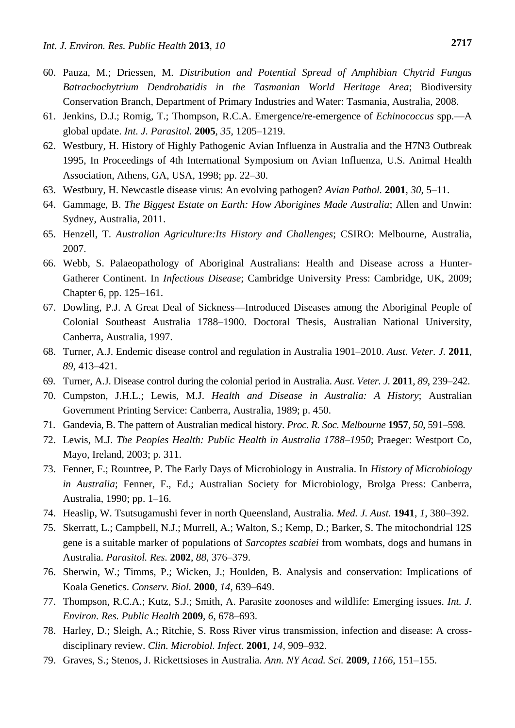60. Pauza, M.; Driessen, M. *Distribution and Potential Spread of Amphibian Chytrid Fungus Batrachochytrium Dendrobatidis in the Tasmanian World Heritage Area*; Biodiversity Conservation Branch, Department of Primary Industries and Water: Tasmania, Australia, 2008.
61. Jenkins, D.J.; Romig, T.; Thompson, R.C.A. Emergence/re-emergence of *Echinococcus* spp.—A global update. *Int. J. Parasitol.* **2005**, *35*, 1205–1219.
62. Westbury, H. History of Highly Pathogenic Avian Influenza in Australia and the H7N3 Outbreak 1995, In Proceedings of 4th International Symposium on Avian Influenza, U.S. Animal Health Association, Athens, GA, USA, 1998; pp. 22–30.
63. Westbury, H. Newcastle disease virus: An evolving pathogen? *Avian Pathol.* **2001**, *30*, 5–11.
64. Gammage, B. *The Biggest Estate on Earth: How Aborigines Made Australia*; Allen and Unwin: Sydney, Australia, 2011.
65. Henzell, T. *Australian Agriculture:Its History and Challenges*; CSIRO: Melbourne, Australia, 2007.
66. Webb, S. Palaeopathology of Aboriginal Australians: Health and Disease across a Hunter-Gatherer Continent. In *Infectious Disease*; Cambridge University Press: Cambridge, UK, 2009; Chapter 6, pp. 125–161.
67. Dowling, P.J. A Great Deal of Sickness—Introduced Diseases among the Aboriginal People of Colonial Southeast Australia 1788–1900. Doctoral Thesis, Australian National University, Canberra, Australia, 1997.
68. Turner, A.J. Endemic disease control and regulation in Australia 1901–2010. *Aust. Veter. J.* **2011**, *89*, 413–421.
69. Turner, A.J. Disease control during the colonial period in Australia. *Aust. Veter. J.* **2011**, *89*, 239–242.
70. Cumpston, J.H.L.; Lewis, M.J. *Health and Disease in Australia: A History*; Australian Government Printing Service: Canberra, Australia, 1989; p. 450.
71. Gandevia, B. The pattern of Australian medical history. *Proc. R. Soc. Melbourne* **1957**, *50*, 591–598.
72. Lewis, M.J. *The Peoples Health: Public Health in Australia 1788–1950*; Praeger: Westport Co, Mayo, Ireland, 2003; p. 311.
73. Fenner, F.; Rountree, P. The Early Days of Microbiology in Australia. In *History of Microbiology in Australia*; Fenner, F., Ed.; Australian Society for Microbiology, Brolga Press: Canberra, Australia, 1990; pp. 1–16.
74. Heaslip, W. Tsutsugamushi fever in north Queensland, Australia. *Med. J. Aust.* **1941**, *1*, 380–392.
75. Skerratt, L.; Campbell, N.J.; Murrell, A.; Walton, S.; Kemp, D.; Barker, S. The mitochondrial 12S gene is a suitable marker of populations of *Sarcoptes scabiei* from wombats, dogs and humans in Australia. *Parasitol. Res.* **2002**, *88*, 376–379.
76. Sherwin, W.; Timms, P.; Wicken, J.; Houlden, B. Analysis and conservation: Implications of Koala Genetics. *Conserv. Biol.* **2000**, *14*, 639–649.
77. Thompson, R.C.A.; Kutz, S.J.; Smith, A. Parasite zoonoses and wildlife: Emerging issues. *Int. J. Environ. Res. Public Health* **2009**, *6*, 678–693.
78. Harley, D.; Sleigh, A.; Ritchie, S. Ross River virus transmission, infection and disease: A cross-disciplinary review. *Clin. Microbiol. Infect.* **2001**, *14*, 909–932.
79. Graves, S.; Stenos, J. Rickettsioses in Australia. *Ann. NY Acad. Sci.* **2009**, *1166*, 151–155.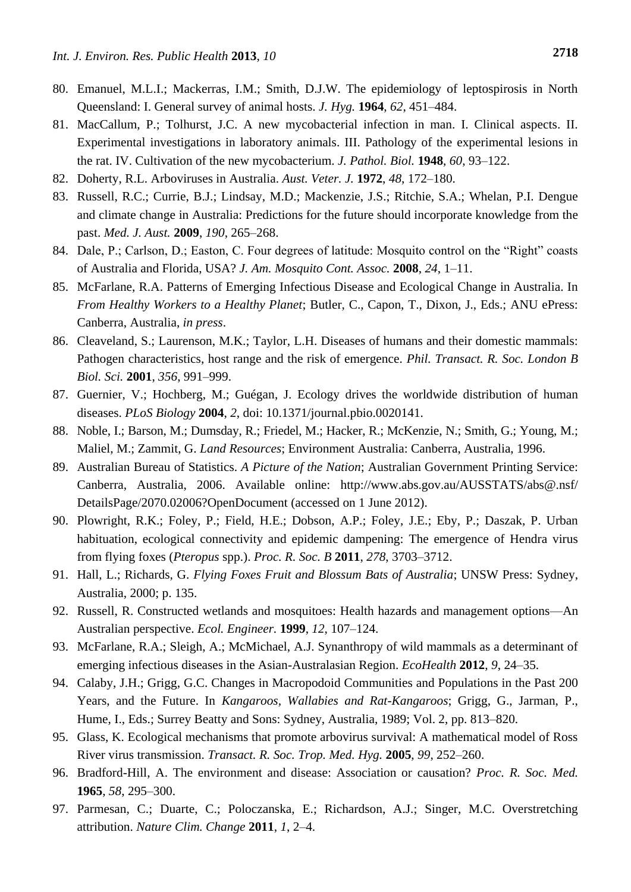80. Emanuel, M.L.I.; Mackerras, I.M.; Smith, D.J.W. The epidemiology of leptospirosis in North Queensland: I. General survey of animal hosts. *J. Hyg.* **1964**, *62*, 451–484.
81. MacCallum, P.; Tolhurst, J.C. A new mycobacterial infection in man. I. Clinical aspects. II. Experimental investigations in laboratory animals. III. Pathology of the experimental lesions in the rat. IV. Cultivation of the new mycobacterium. *J. Pathol. Biol.* **1948**, *60*, 93–122.
82. Doherty, R.L. Arboviruses in Australia. *Aust. Veter. J.* **1972**, *48*, 172–180.
83. Russell, R.C.; Currie, B.J.; Lindsay, M.D.; Mackenzie, J.S.; Ritchie, S.A.; Whelan, P.I. Dengue and climate change in Australia: Predictions for the future should incorporate knowledge from the past. *Med. J. Aust.* **2009**, *190*, 265–268.
84. Dale, P.; Carlson, D.; Easton, C. Four degrees of latitude: Mosquito control on the "Right" coasts of Australia and Florida, USA? *J. Am. Mosquito Cont. Assoc.* **2008**, *24*, 1–11.
85. McFarlane, R.A. Patterns of Emerging Infectious Disease and Ecological Change in Australia. In *From Healthy Workers to a Healthy Planet*; Butler, C., Capon, T., Dixon, J., Eds.; ANU ePress: Canberra, Australia, *in press*.
86. Cleaveland, S.; Laurenson, M.K.; Taylor, L.H. Diseases of humans and their domestic mammals: Pathogen characteristics, host range and the risk of emergence. *Phil. Transact. R. Soc. London B Biol. Sci.* **2001**, *356*, 991–999.
87. Guernier, V.; Hochberg, M.; Guégan, J. Ecology drives the worldwide distribution of human diseases. *PLoS Biology* **2004**, *2*, doi: 10.1371/journal.pbio.0020141.
88. Noble, I.; Barson, M.; Dumsday, R.; Friedel, M.; Hacker, R.; McKenzie, N.; Smith, G.; Young, M.; Maliel, M.; Zammit, G. *Land Resources*; Environment Australia: Canberra, Australia, 1996.
89. Australian Bureau of Statistics. *A Picture of the Nation*; Australian Government Printing Service: Canberra, Australia, 2006. Available online: http://www.abs.gov.au/AUSSTATS/abs@.nsf/DetailsPage/2070.02006?OpenDocument (accessed on 1 June 2012).
90. Plowright, R.K.; Foley, P.; Field, H.E.; Dobson, A.P.; Foley, J.E.; Eby, P.; Daszak, P. Urban habituation, ecological connectivity and epidemic dampening: The emergence of Hendra virus from flying foxes (*Pteropus* spp.). *Proc. R. Soc. B* **2011**, *278*, 3703–3712.
91. Hall, L.; Richards, G. *Flying Foxes Fruit and Blossum Bats of Australia*; UNSW Press: Sydney, Australia, 2000; p. 135.
92. Russell, R. Constructed wetlands and mosquitoes: Health hazards and management options—An Australian perspective. *Ecol. Engineer.* **1999**, *12*, 107–124.
93. McFarlane, R.A.; Sleigh, A.; McMichael, A.J. Synanthropy of wild mammals as a determinant of emerging infectious diseases in the Asian-Australasian Region. *EcoHealth* **2012**, *9*, 24–35.
94. Calaby, J.H.; Grigg, G.C. Changes in Macropodoid Communities and Populations in the Past 200 Years, and the Future. In *Kangaroos, Wallabies and Rat-Kangaroos*; Grigg, G., Jarman, P., Hume, I., Eds.; Surrey Beatty and Sons: Sydney, Australia, 1989; Vol. 2, pp. 813–820.
95. Glass, K. Ecological mechanisms that promote arbovirus survival: A mathematical model of Ross River virus transmission. *Transact. R. Soc. Trop. Med. Hyg.* **2005**, *99*, 252–260.
96. Bradford-Hill, A. The environment and disease: Association or causation? *Proc. R. Soc. Med.* **1965**, *58*, 295–300.
97. Parmesan, C.; Duarte, C.; Poloczanska, E.; Richardson, A.J.; Singer, M.C. Overstretching attribution. *Nature Clim. Change* **2011**, *1*, 2–4.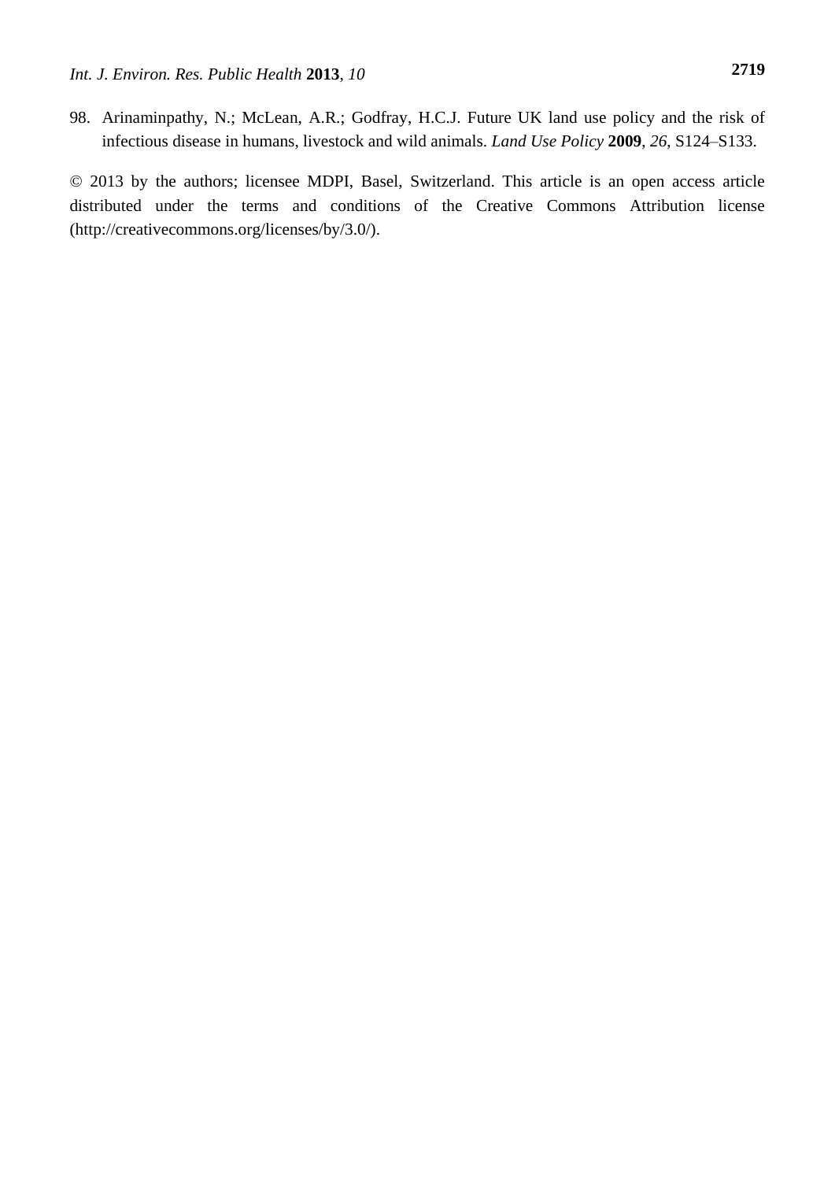98. Arinaminpathy, N.; McLean, A.R.; Godfray, H.C.J. Future UK land use policy and the risk of infectious disease in humans, livestock and wild animals. *Land Use Policy* **2009**, *26*, S124–S133.

© 2013 by the authors; licensee MDPI, Basel, Switzerland. This article is an open access article distributed under the terms and conditions of the Creative Commons Attribution license (http://creativecommons.org/licenses/by/3.0/).